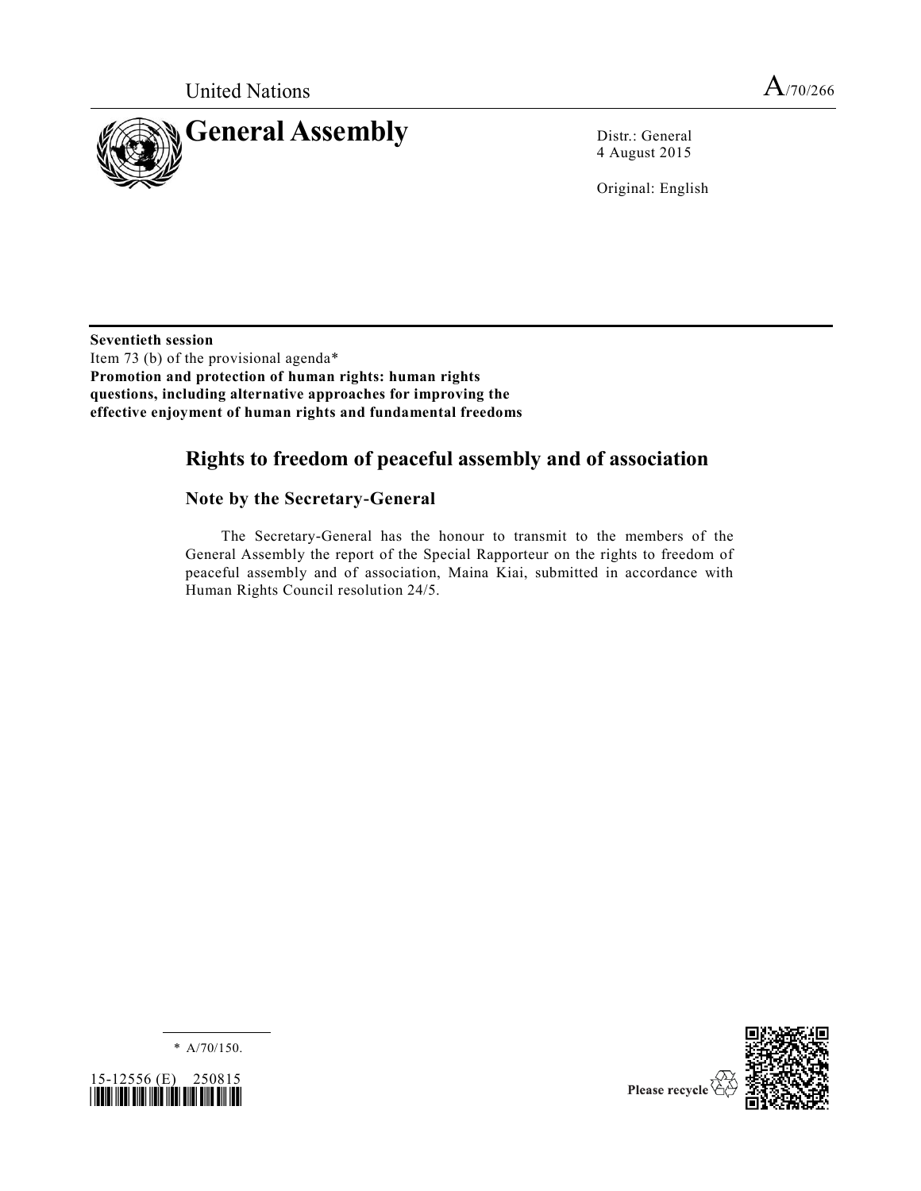United Nations

# General Assembly

A/70/266

Distr.: General
4 August 2015

Original: English

**Seventieth session**
Item 73 (b) of the provisional agenda*
**Promotion and protection of human rights: human rights questions, including alternative approaches for improving the effective enjoyment of human rights and fundamental freedoms**

## Rights to freedom of peaceful assembly and of association

### Note by the Secretary-General

The Secretary-General has the honour to transmit to the members of the General Assembly the report of the Special Rapporteur on the rights to freedom of peaceful assembly and of association, Maina Kiai, submitted in accordance with Human Rights Council resolution 24/5.

* A/70/150.

15-12556 (E) 250815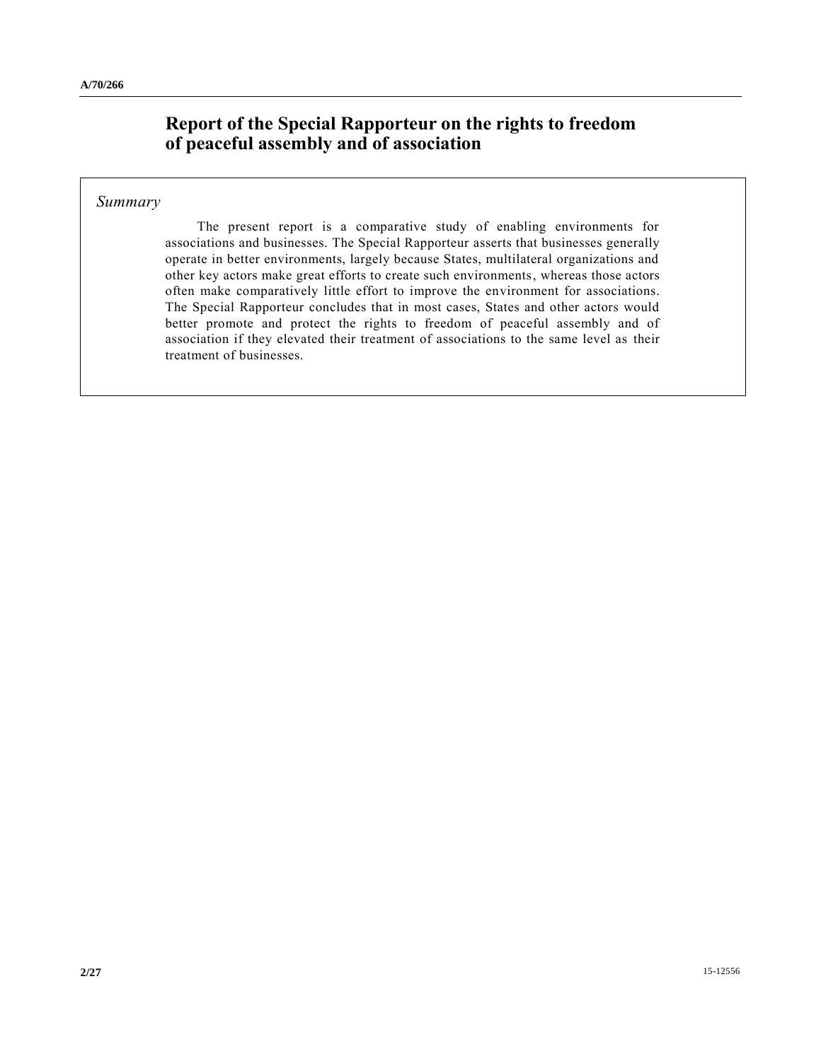# Report of the Special Rapporteur on the rights to freedom of peaceful assembly and of association

*Summary*

The present report is a comparative study of enabling environments for associations and businesses. The Special Rapporteur asserts that businesses generally operate in better environments, largely because States, multilateral organizations and other key actors make great efforts to create such environments, whereas those actors often make comparatively little effort to improve the environment for associations. The Special Rapporteur concludes that in most cases, States and other actors would better promote and protect the rights to freedom of peaceful assembly and of association if they elevated their treatment of associations to the same level as their treatment of businesses.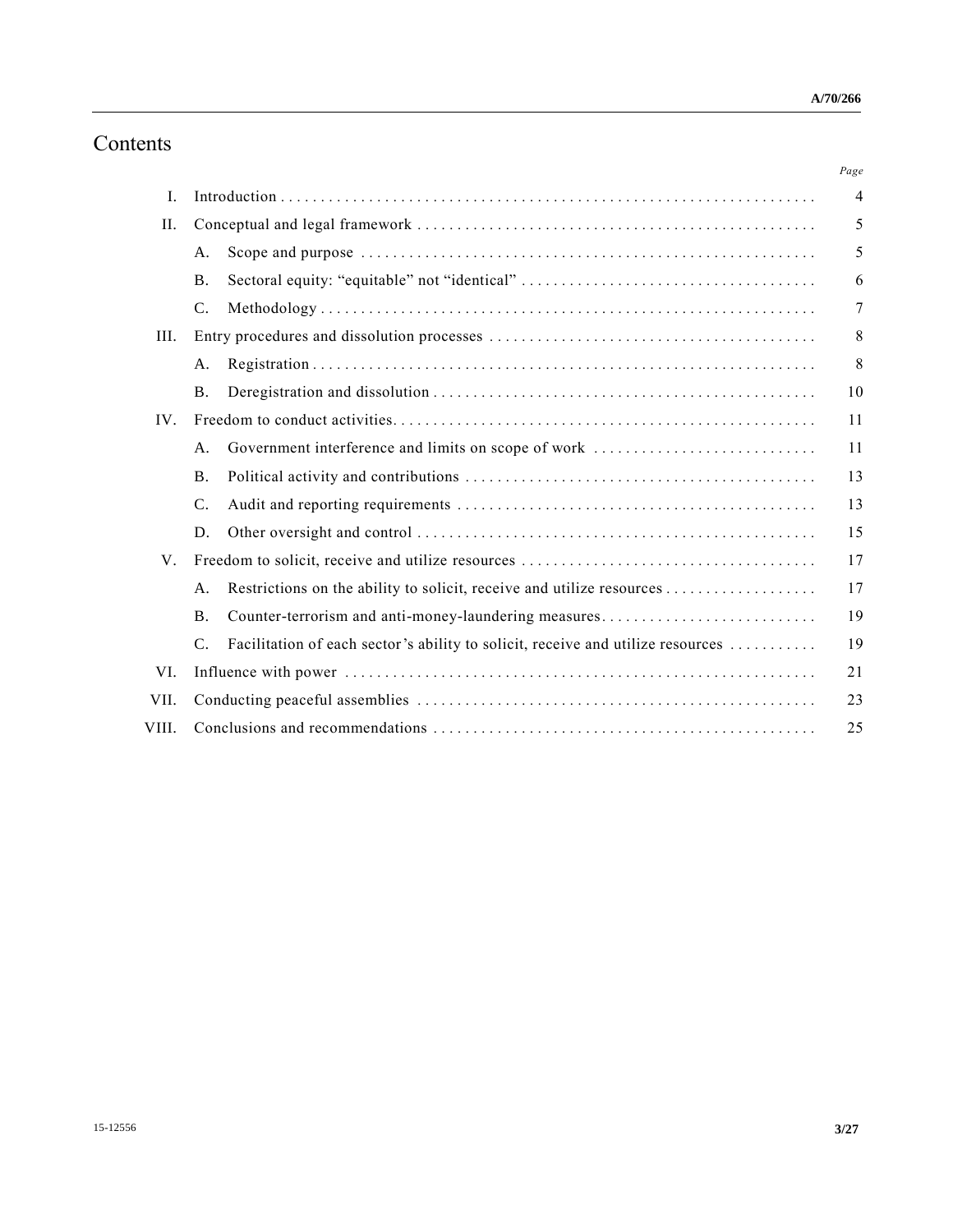# Contents

| | | Page |
|---|---|---|
| I. | Introduction | 4 |
| II. | Conceptual and legal framework | 5 |
| | A. Scope and purpose | 5 |
| | B. Sectoral equity: "equitable" not "identical" | 6 |
| | C. Methodology | 7 |
| III. | Entry procedures and dissolution processes | 8 |
| | A. Registration | 8 |
| | B. Deregistration and dissolution | 10 |
| IV. | Freedom to conduct activities | 11 |
| | A. Government interference and limits on scope of work | 11 |
| | B. Political activity and contributions | 13 |
| | C. Audit and reporting requirements | 13 |
| | D. Other oversight and control | 15 |
| V. | Freedom to solicit, receive and utilize resources | 17 |
| | A. Restrictions on the ability to solicit, receive and utilize resources | 17 |
| | B. Counter-terrorism and anti-money-laundering measures | 19 |
| | C. Facilitation of each sector's ability to solicit, receive and utilize resources | 19 |
| VI. | Influence with power | 21 |
| VII. | Conducting peaceful assemblies | 23 |
| VIII. | Conclusions and recommendations | 25 |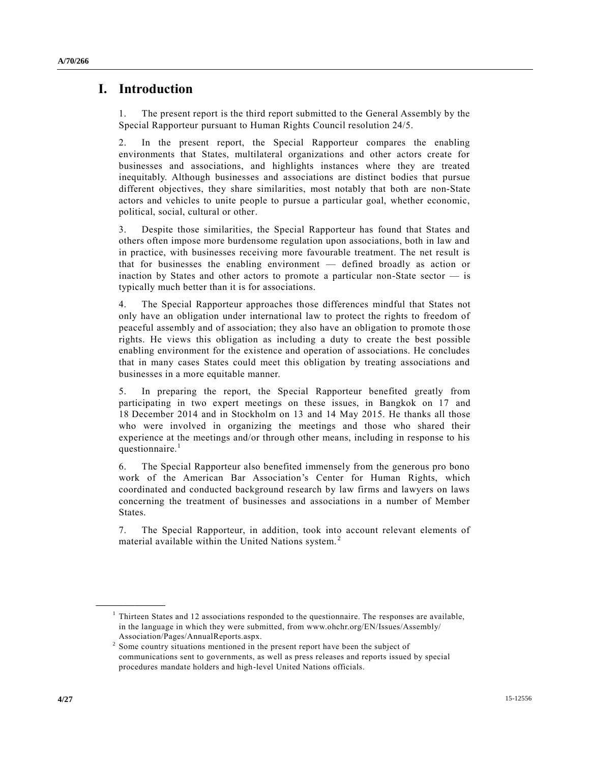# I. Introduction

1. The present report is the third report submitted to the General Assembly by the Special Rapporteur pursuant to Human Rights Council resolution 24/5.

2. In the present report, the Special Rapporteur compares the enabling environments that States, multilateral organizations and other actors create for businesses and associations, and highlights instances where they are treated inequitably. Although businesses and associations are distinct bodies that pursue different objectives, they share similarities, most notably that both are non-State actors and vehicles to unite people to pursue a particular goal, whether economic, political, social, cultural or other.

3. Despite those similarities, the Special Rapporteur has found that States and others often impose more burdensome regulation upon associations, both in law and in practice, with businesses receiving more favourable treatment. The net result is that for businesses the enabling environment — defined broadly as action or inaction by States and other actors to promote a particular non-State sector — is typically much better than it is for associations.

4. The Special Rapporteur approaches those differences mindful that States not only have an obligation under international law to protect the rights to freedom of peaceful assembly and of association; they also have an obligation to promote those rights. He views this obligation as including a duty to create the best possible enabling environment for the existence and operation of associations. He concludes that in many cases States could meet this obligation by treating associations and businesses in a more equitable manner.

5. In preparing the report, the Special Rapporteur benefited greatly from participating in two expert meetings on these issues, in Bangkok on 17 and 18 December 2014 and in Stockholm on 13 and 14 May 2015. He thanks all those who were involved in organizing the meetings and those who shared their experience at the meetings and/or through other means, including in response to his questionnaire.[1]

6. The Special Rapporteur also benefited immensely from the generous pro bono work of the American Bar Association's Center for Human Rights, which coordinated and conducted background research by law firms and lawyers on laws concerning the treatment of businesses and associations in a number of Member States.

7. The Special Rapporteur, in addition, took into account relevant elements of material available within the United Nations system.[2]

---

[1] Thirteen States and 12 associations responded to the questionnaire. The responses are available, in the language in which they were submitted, from www.ohchr.org/EN/Issues/Assembly/Association/Pages/AnnualReports.aspx.

[2] Some country situations mentioned in the present report have been the subject of communications sent to governments, as well as press releases and reports issued by special procedures mandate holders and high-level United Nations officials.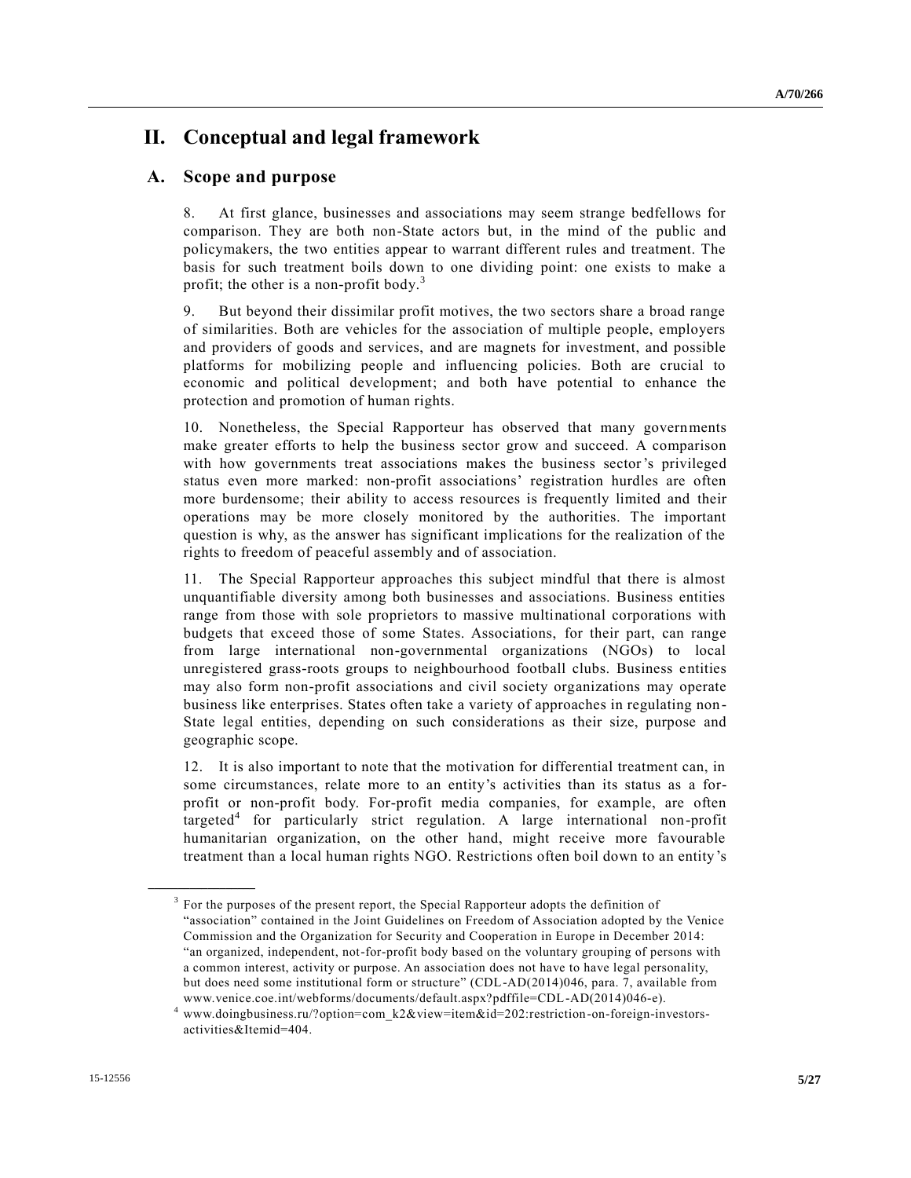# II. Conceptual and legal framework

## A. Scope and purpose

8. At first glance, businesses and associations may seem strange bedfellows for comparison. They are both non-State actors but, in the mind of the public and policymakers, the two entities appear to warrant different rules and treatment. The basis for such treatment boils down to one dividing point: one exists to make a profit; the other is a non-profit body.[3]

9. But beyond their dissimilar profit motives, the two sectors share a broad range of similarities. Both are vehicles for the association of multiple people, employers and providers of goods and services, and are magnets for investment, and possible platforms for mobilizing people and influencing policies. Both are crucial to economic and political development; and both have potential to enhance the protection and promotion of human rights.

10. Nonetheless, the Special Rapporteur has observed that many governments make greater efforts to help the business sector grow and succeed. A comparison with how governments treat associations makes the business sector's privileged status even more marked: non-profit associations' registration hurdles are often more burdensome; their ability to access resources is frequently limited and their operations may be more closely monitored by the authorities. The important question is why, as the answer has significant implications for the realization of the rights to freedom of peaceful assembly and of association.

11. The Special Rapporteur approaches this subject mindful that there is almost unquantifiable diversity among both businesses and associations. Business entities range from those with sole proprietors to massive multinational corporations with budgets that exceed those of some States. Associations, for their part, can range from large international non-governmental organizations (NGOs) to local unregistered grass-roots groups to neighbourhood football clubs. Business entities may also form non-profit associations and civil society organizations may operate business like enterprises. States often take a variety of approaches in regulating non-State legal entities, depending on such considerations as their size, purpose and geographic scope.

12. It is also important to note that the motivation for differential treatment can, in some circumstances, relate more to an entity's activities than its status as a for-profit or non-profit body. For-profit media companies, for example, are often targeted[4] for particularly strict regulation. A large international non-profit humanitarian organization, on the other hand, might receive more favourable treatment than a local human rights NGO. Restrictions often boil down to an entity's

---

[3] For the purposes of the present report, the Special Rapporteur adopts the definition of "association" contained in the Joint Guidelines on Freedom of Association adopted by the Venice Commission and the Organization for Security and Cooperation in Europe in December 2014: "an organized, independent, not-for-profit body based on the voluntary grouping of persons with a common interest, activity or purpose. An association does not have to have legal personality, but does need some institutional form or structure" (CDL-AD(2014)046, para. 7, available from www.venice.coe.int/webforms/documents/default.aspx?pdffile=CDL-AD(2014)046-e).

[4] www.doingbusiness.ru/?option=com_k2&view=item&id=202:restriction-on-foreign-investors-activities&Itemid=404.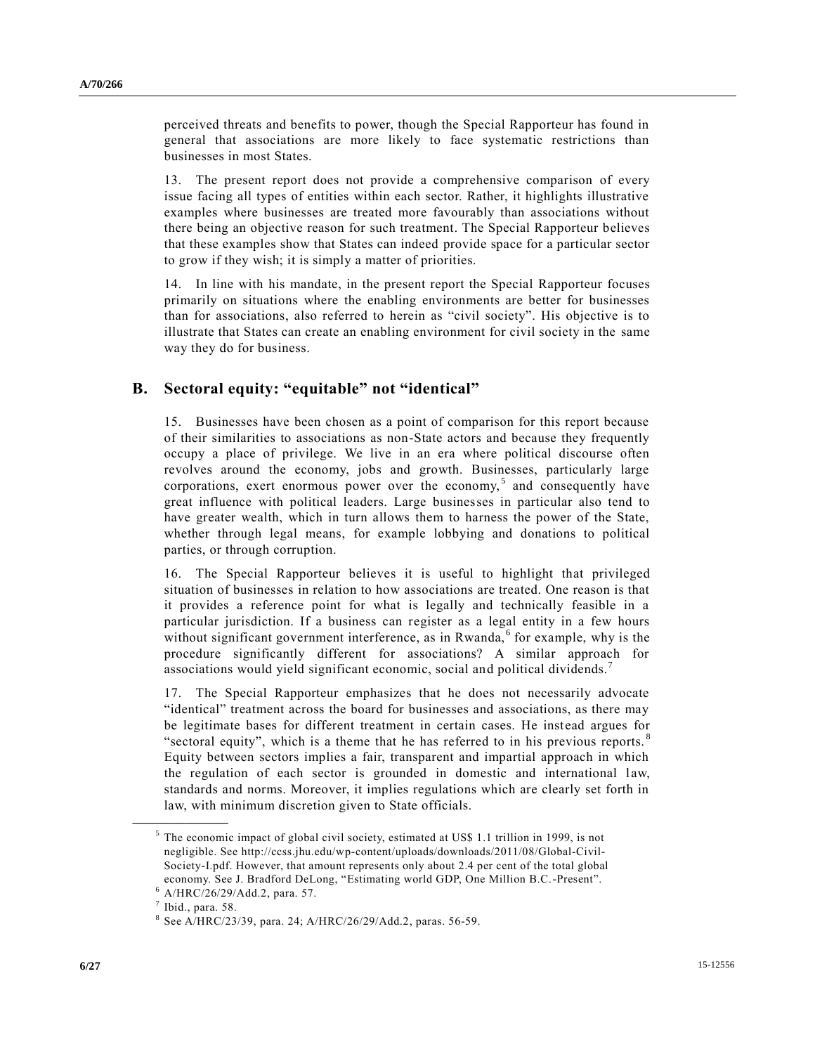perceived threats and benefits to power, though the Special Rapporteur has found in general that associations are more likely to face systematic restrictions than businesses in most States.

13. The present report does not provide a comprehensive comparison of every issue facing all types of entities within each sector. Rather, it highlights illustrative examples where businesses are treated more favourably than associations without there being an objective reason for such treatment. The Special Rapporteur believes that these examples show that States can indeed provide space for a particular sector to grow if they wish; it is simply a matter of priorities.

14. In line with his mandate, in the present report the Special Rapporteur focuses primarily on situations where the enabling environments are better for businesses than for associations, also referred to herein as "civil society". His objective is to illustrate that States can create an enabling environment for civil society in the same way they do for business.

## B. Sectoral equity: "equitable" not "identical"

15. Businesses have been chosen as a point of comparison for this report because of their similarities to associations as non-State actors and because they frequently occupy a place of privilege. We live in an era where political discourse often revolves around the economy, jobs and growth. Businesses, particularly large corporations, exert enormous power over the economy,[5] and consequently have great influence with political leaders. Large businesses in particular also tend to have greater wealth, which in turn allows them to harness the power of the State, whether through legal means, for example lobbying and donations to political parties, or through corruption.

16. The Special Rapporteur believes it is useful to highlight that privileged situation of businesses in relation to how associations are treated. One reason is that it provides a reference point for what is legally and technically feasible in a particular jurisdiction. If a business can register as a legal entity in a few hours without significant government interference, as in Rwanda,[6] for example, why is the procedure significantly different for associations? A similar approach for associations would yield significant economic, social and political dividends.[7]

17. The Special Rapporteur emphasizes that he does not necessarily advocate "identical" treatment across the board for businesses and associations, as there may be legitimate bases for different treatment in certain cases. He instead argues for "sectoral equity", which is a theme that he has referred to in his previous reports.[8] Equity between sectors implies a fair, transparent and impartial approach in which the regulation of each sector is grounded in domestic and international law, standards and norms. Moreover, it implies regulations which are clearly set forth in law, with minimum discretion given to State officials.

---

[5] The economic impact of global civil society, estimated at US$ 1.1 trillion in 1999, is not negligible. See http://ccss.jhu.edu/wp-content/uploads/downloads/2011/08/Global-Civil-Society-I.pdf. However, that amount represents only about 2.4 per cent of the total global economy. See J. Bradford DeLong, "Estimating world GDP, One Million B.C.-Present".

[6] A/HRC/26/29/Add.2, para. 57.

[7] Ibid., para. 58.

[8] See A/HRC/23/39, para. 24; A/HRC/26/29/Add.2, paras. 56-59.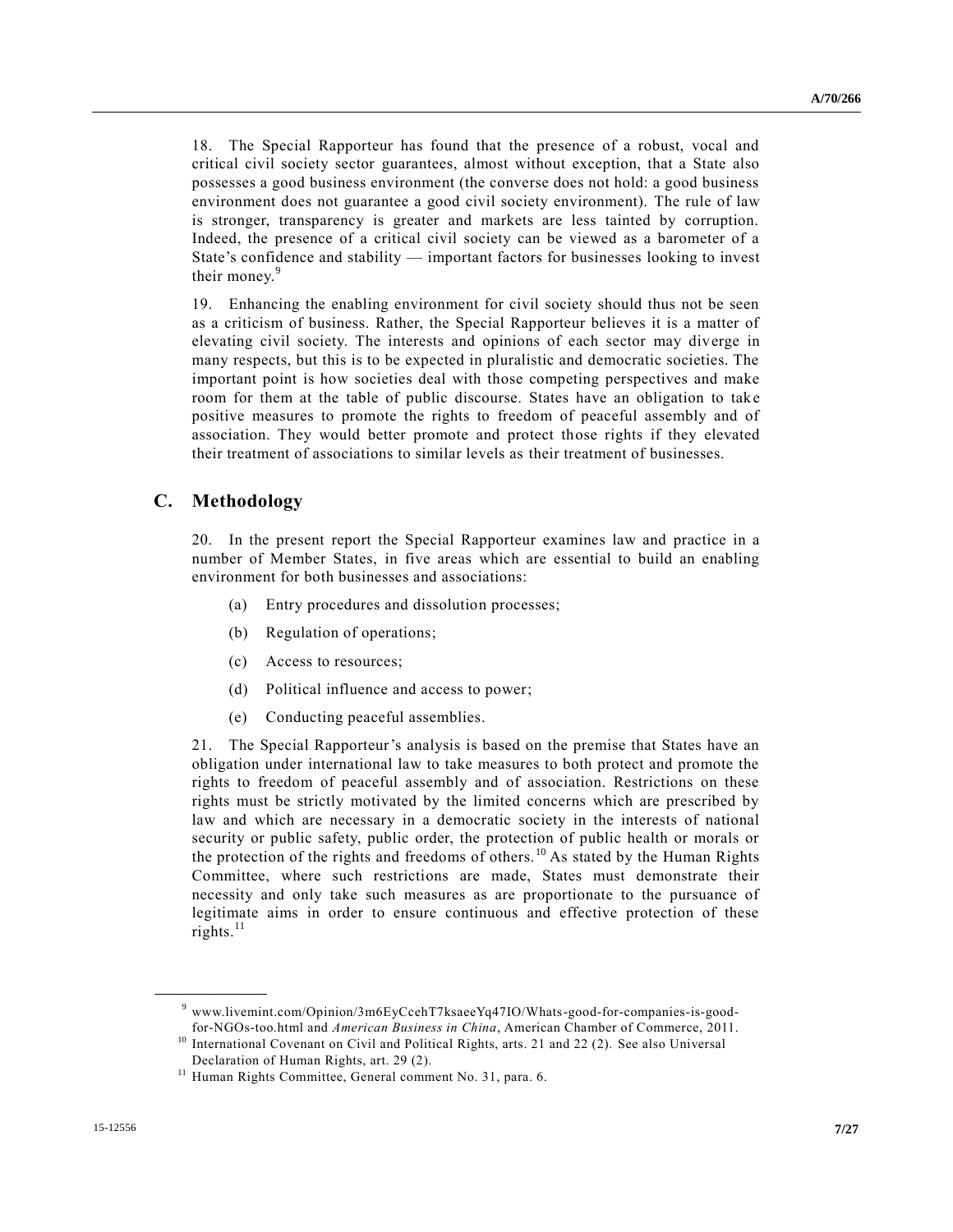18. The Special Rapporteur has found that the presence of a robust, vocal and critical civil society sector guarantees, almost without exception, that a State also possesses a good business environment (the converse does not hold: a good business environment does not guarantee a good civil society environment). The rule of law is stronger, transparency is greater and markets are less tainted by corruption. Indeed, the presence of a critical civil society can be viewed as a barometer of a State's confidence and stability — important factors for businesses looking to invest their money.[9]

19. Enhancing the enabling environment for civil society should thus not be seen as a criticism of business. Rather, the Special Rapporteur believes it is a matter of elevating civil society. The interests and opinions of each sector may diverge in many respects, but this is to be expected in pluralistic and democratic societies. The important point is how societies deal with those competing perspectives and make room for them at the table of public discourse. States have an obligation to take positive measures to promote the rights to freedom of peaceful assembly and of association. They would better promote and protect those rights if they elevated their treatment of associations to similar levels as their treatment of businesses.

## C. Methodology

20. In the present report the Special Rapporteur examines law and practice in a number of Member States, in five areas which are essential to build an enabling environment for both businesses and associations:

(a) Entry procedures and dissolution processes;

(b) Regulation of operations;

(c) Access to resources;

(d) Political influence and access to power;

(e) Conducting peaceful assemblies.

21. The Special Rapporteur's analysis is based on the premise that States have an obligation under international law to take measures to both protect and promote the rights to freedom of peaceful assembly and of association. Restrictions on these rights must be strictly motivated by the limited concerns which are prescribed by law and which are necessary in a democratic society in the interests of national security or public safety, public order, the protection of public health or morals or the protection of the rights and freedoms of others.[10] As stated by the Human Rights Committee, where such restrictions are made, States must demonstrate their necessity and only take such measures as are proportionate to the pursuance of legitimate aims in order to ensure continuous and effective protection of these rights.[11]

---

[9] www.livemint.com/Opinion/3m6EyCcehT7ksaeeYq47IO/Whats-good-for-companies-is-good-for-NGOs-too.html and *American Business in China*, American Chamber of Commerce, 2011.

[10] International Covenant on Civil and Political Rights, arts. 21 and 22 (2). See also Universal Declaration of Human Rights, art. 29 (2).

[11] Human Rights Committee, General comment No. 31, para. 6.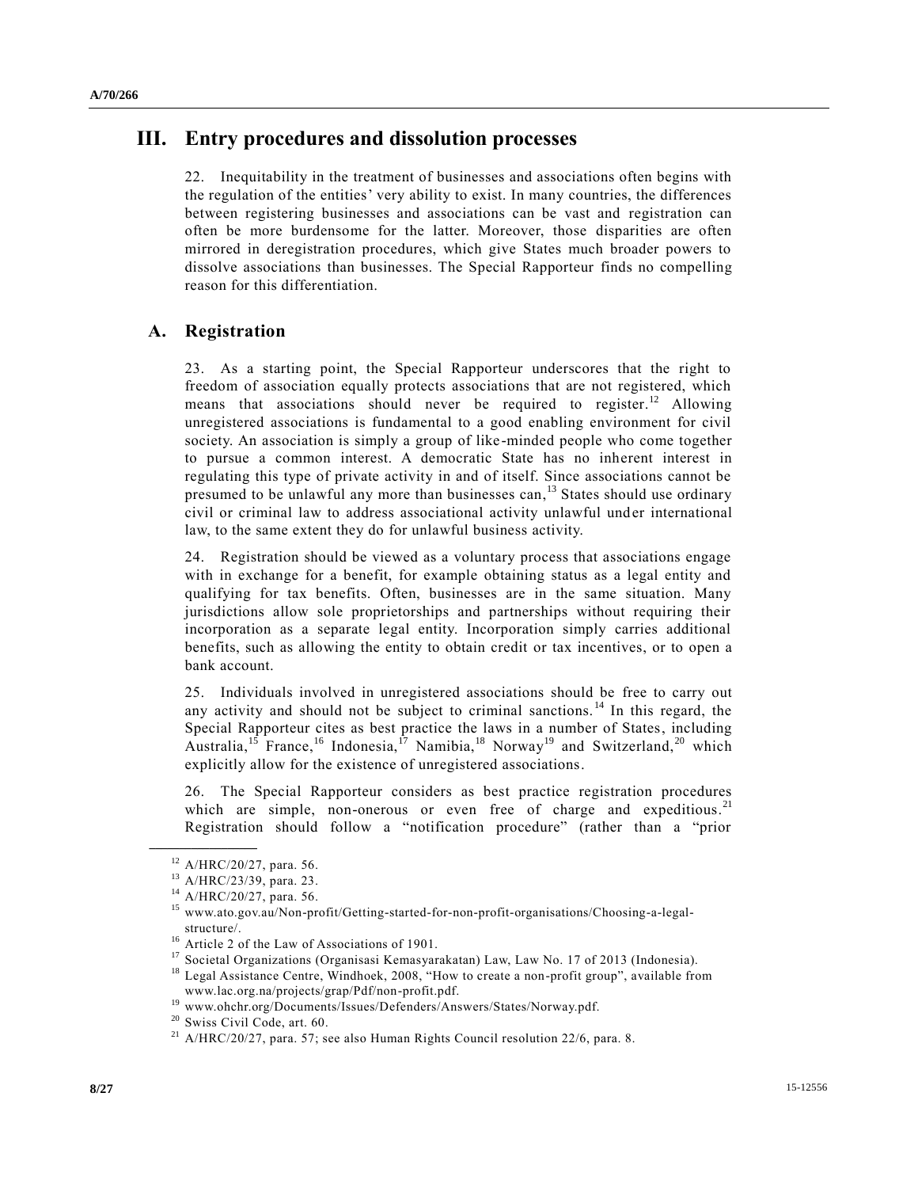# III. Entry procedures and dissolution processes

22. Inequitability in the treatment of businesses and associations often begins with the regulation of the entities' very ability to exist. In many countries, the differences between registering businesses and associations can be vast and registration can often be more burdensome for the latter. Moreover, those disparities are often mirrored in deregistration procedures, which give States much broader powers to dissolve associations than businesses. The Special Rapporteur finds no compelling reason for this differentiation.

## A. Registration

23. As a starting point, the Special Rapporteur underscores that the right to freedom of association equally protects associations that are not registered, which means that associations should never be required to register.[12] Allowing unregistered associations is fundamental to a good enabling environment for civil society. An association is simply a group of like-minded people who come together to pursue a common interest. A democratic State has no inherent interest in regulating this type of private activity in and of itself. Since associations cannot be presumed to be unlawful any more than businesses can,[13] States should use ordinary civil or criminal law to address associational activity unlawful under international law, to the same extent they do for unlawful business activity.

24. Registration should be viewed as a voluntary process that associations engage with in exchange for a benefit, for example obtaining status as a legal entity and qualifying for tax benefits. Often, businesses are in the same situation. Many jurisdictions allow sole proprietorships and partnerships without requiring their incorporation as a separate legal entity. Incorporation simply carries additional benefits, such as allowing the entity to obtain credit or tax incentives, or to open a bank account.

25. Individuals involved in unregistered associations should be free to carry out any activity and should not be subject to criminal sanctions.[14] In this regard, the Special Rapporteur cites as best practice the laws in a number of States, including Australia,[15] France,[16] Indonesia,[17] Namibia,[18] Norway[19] and Switzerland,[20] which explicitly allow for the existence of unregistered associations.

26. The Special Rapporteur considers as best practice registration procedures which are simple, non-onerous or even free of charge and expeditious.[21] Registration should follow a "notification procedure" (rather than a "prior

---

[12] A/HRC/20/27, para. 56.

[13] A/HRC/23/39, para. 23.

[14] A/HRC/20/27, para. 56.

[15] www.ato.gov.au/Non-profit/Getting-started-for-non-profit-organisations/Choosing-a-legal-structure/.

[16] Article 2 of the Law of Associations of 1901.

[17] Societal Organizations (Organisasi Kemasyarakatan) Law, Law No. 17 of 2013 (Indonesia).

[18] Legal Assistance Centre, Windhoek, 2008, "How to create a non-profit group", available from www.lac.org.na/projects/grap/Pdf/non-profit.pdf.

[19] www.ohchr.org/Documents/Issues/Defenders/Answers/States/Norway.pdf.

[20] Swiss Civil Code, art. 60.

[21] A/HRC/20/27, para. 57; see also Human Rights Council resolution 22/6, para. 8.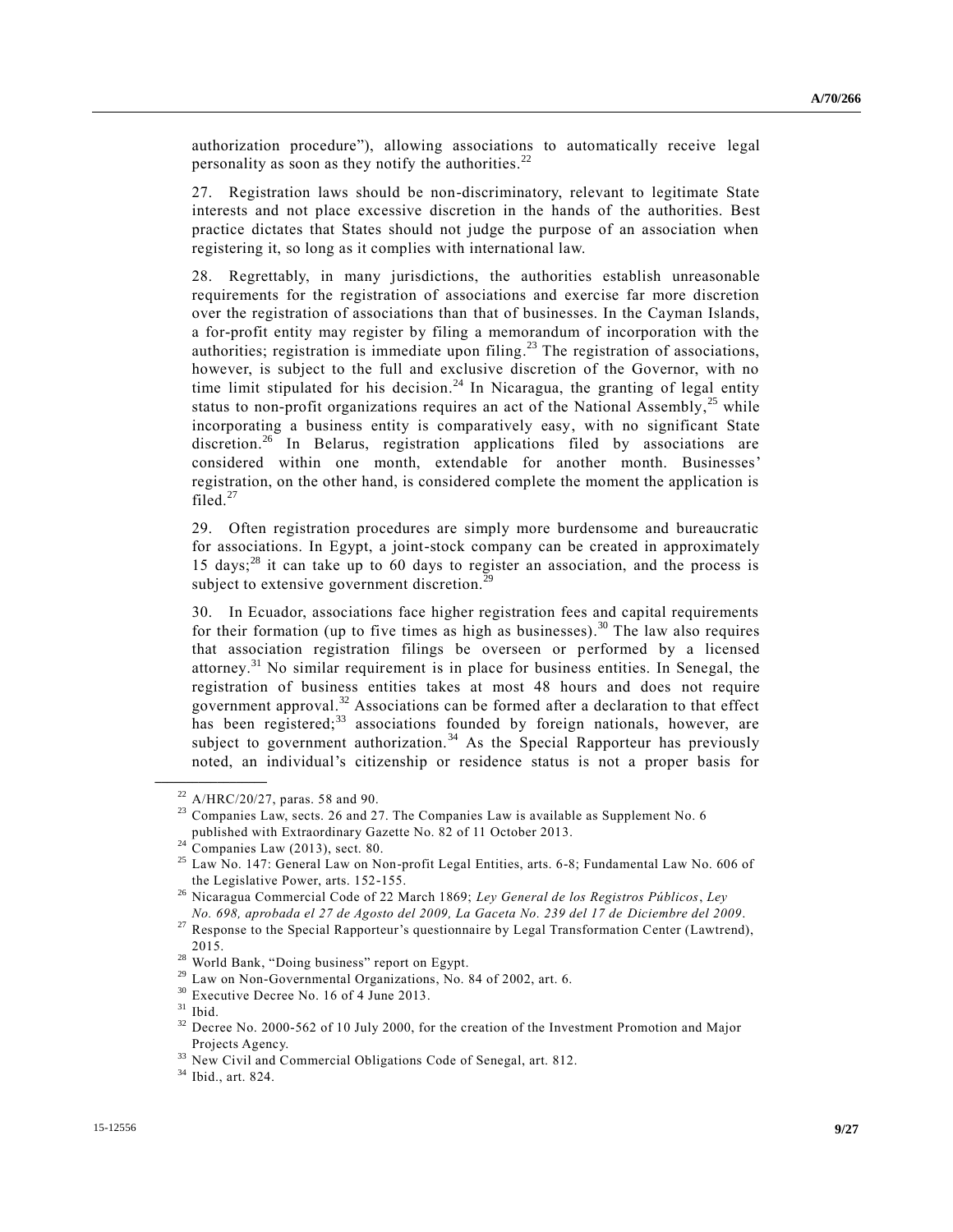authorization procedure"), allowing associations to automatically receive legal personality as soon as they notify the authorities.[22]

27. Registration laws should be non-discriminatory, relevant to legitimate State interests and not place excessive discretion in the hands of the authorities. Best practice dictates that States should not judge the purpose of an association when registering it, so long as it complies with international law.

28. Regrettably, in many jurisdictions, the authorities establish unreasonable requirements for the registration of associations and exercise far more discretion over the registration of associations than that of businesses. In the Cayman Islands, a for-profit entity may register by filing a memorandum of incorporation with the authorities; registration is immediate upon filing.[23] The registration of associations, however, is subject to the full and exclusive discretion of the Governor, with no time limit stipulated for his decision.[24] In Nicaragua, the granting of legal entity status to non-profit organizations requires an act of the National Assembly,[25] while incorporating a business entity is comparatively easy, with no significant State discretion.[26] In Belarus, registration applications filed by associations are considered within one month, extendable for another month. Businesses' registration, on the other hand, is considered complete the moment the application is filed.[27]

29. Often registration procedures are simply more burdensome and bureaucratic for associations. In Egypt, a joint-stock company can be created in approximately 15 days;[28] it can take up to 60 days to register an association, and the process is subject to extensive government discretion.[29]

30. In Ecuador, associations face higher registration fees and capital requirements for their formation (up to five times as high as businesses).[30] The law also requires that association registration filings be overseen or performed by a licensed attorney.[31] No similar requirement is in place for business entities. In Senegal, the registration of business entities takes at most 48 hours and does not require government approval.[32] Associations can be formed after a declaration to that effect has been registered;[33] associations founded by foreign nationals, however, are subject to government authorization.[34] As the Special Rapporteur has previously noted, an individual's citizenship or residence status is not a proper basis for

---

[22] A/HRC/20/27, paras. 58 and 90.

[23] Companies Law, sects. 26 and 27. The Companies Law is available as Supplement No. 6 published with Extraordinary Gazette No. 82 of 11 October 2013.

[24] Companies Law (2013), sect. 80.

[25] Law No. 147: General Law on Non-profit Legal Entities, arts. 6-8; Fundamental Law No. 606 of the Legislative Power, arts. 152-155.

[26] Nicaragua Commercial Code of 22 March 1869; *Ley General de los Registros Públicos*, *Ley No. 698, aprobada el 27 de Agosto del 2009, La Gaceta No. 239 del 17 de Diciembre del 2009*.

[27] Response to the Special Rapporteur's questionnaire by Legal Transformation Center (Lawtrend), 2015.

[28] World Bank, "Doing business" report on Egypt.

[29] Law on Non-Governmental Organizations, No. 84 of 2002, art. 6.

[30] Executive Decree No. 16 of 4 June 2013.

[31] Ibid.

[32] Decree No. 2000-562 of 10 July 2000, for the creation of the Investment Promotion and Major Projects Agency.

[33] New Civil and Commercial Obligations Code of Senegal, art. 812.

[34] Ibid., art. 824.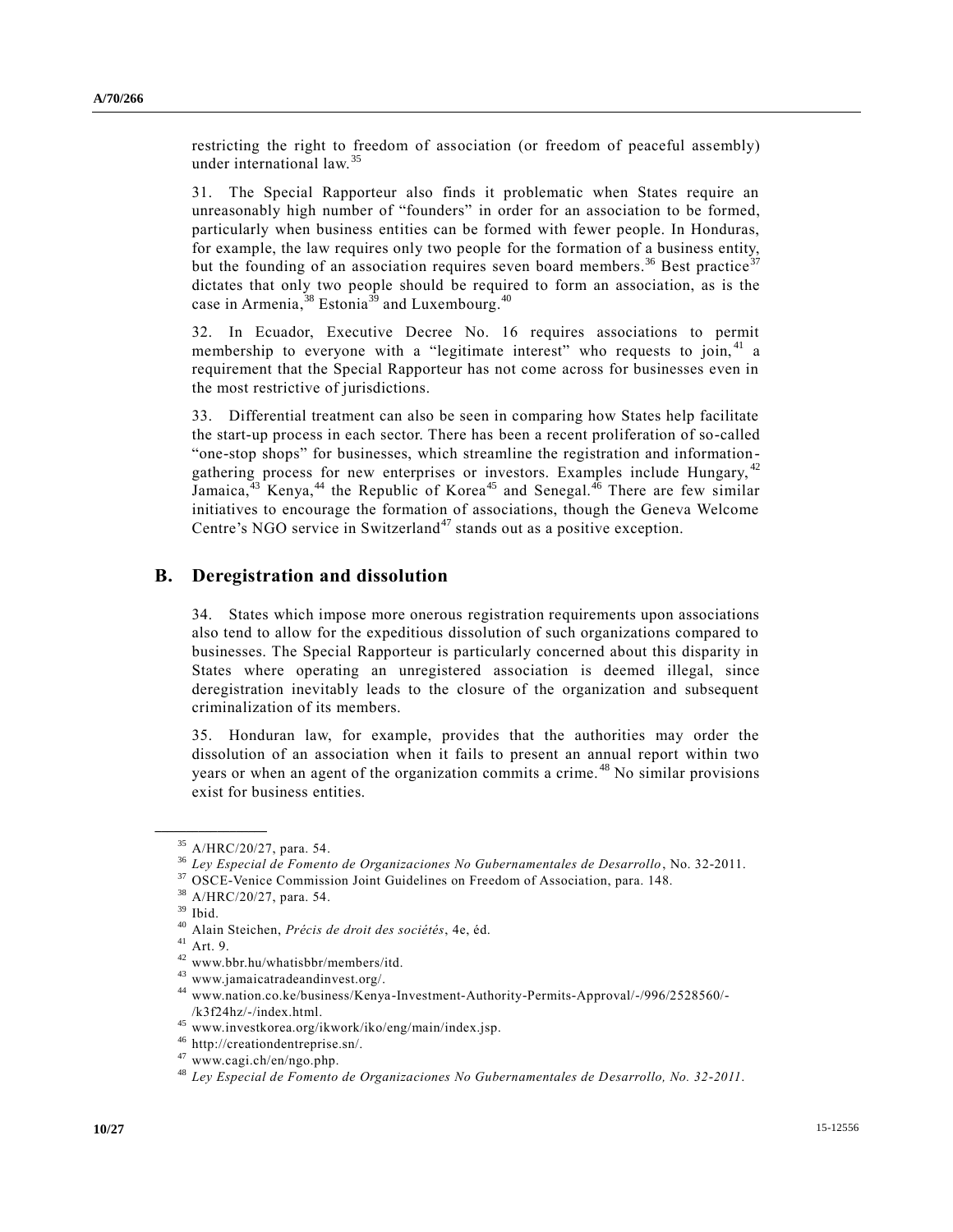restricting the right to freedom of association (or freedom of peaceful assembly) under international law.[35]

31. The Special Rapporteur also finds it problematic when States require an unreasonably high number of "founders" in order for an association to be formed, particularly when business entities can be formed with fewer people. In Honduras, for example, the law requires only two people for the formation of a business entity, but the founding of an association requires seven board members.[36] Best practice[37] dictates that only two people should be required to form an association, as is the case in Armenia,[38] Estonia[39] and Luxembourg.[40]

32. In Ecuador, Executive Decree No. 16 requires associations to permit membership to everyone with a "legitimate interest" who requests to join,[41] a requirement that the Special Rapporteur has not come across for businesses even in the most restrictive of jurisdictions.

33. Differential treatment can also be seen in comparing how States help facilitate the start-up process in each sector. There has been a recent proliferation of so-called "one-stop shops" for businesses, which streamline the registration and information-gathering process for new enterprises or investors. Examples include Hungary,[42] Jamaica,[43] Kenya,[44] the Republic of Korea[45] and Senegal.[46] There are few similar initiatives to encourage the formation of associations, though the Geneva Welcome Centre's NGO service in Switzerland[47] stands out as a positive exception.

## B. Deregistration and dissolution

34. States which impose more onerous registration requirements upon associations also tend to allow for the expeditious dissolution of such organizations compared to businesses. The Special Rapporteur is particularly concerned about this disparity in States where operating an unregistered association is deemed illegal, since deregistration inevitably leads to the closure of the organization and subsequent criminalization of its members.

35. Honduran law, for example, provides that the authorities may order the dissolution of an association when it fails to present an annual report within two years or when an agent of the organization commits a crime.[48] No similar provisions exist for business entities.

---

[35] A/HRC/20/27, para. 54.
[36] *Ley Especial de Fomento de Organizaciones No Gubernamentales de Desarrollo*, No. 32-2011.
[37] OSCE-Venice Commission Joint Guidelines on Freedom of Association, para. 148.
[38] A/HRC/20/27, para. 54.
[39] Ibid.
[40] Alain Steichen, *Précis de droit des sociétés*, 4e, éd.
[41] Art. 9.
[42] www.bbr.hu/whatisbbr/members/itd.
[43] www.jamaicatradeandinvest.org/.
[44] www.nation.co.ke/business/Kenya-Investment-Authority-Permits-Approval/-/996/2528560/-/k3f24hz/-/index.html.
[45] www.investkorea.org/ikwork/iko/eng/main/index.jsp.
[46] http://creationdentreprise.sn/.
[47] www.cagi.ch/en/ngo.php.
[48] *Ley Especial de Fomento de Organizaciones No Gubernamentales de Desarrollo, No. 32-2011*.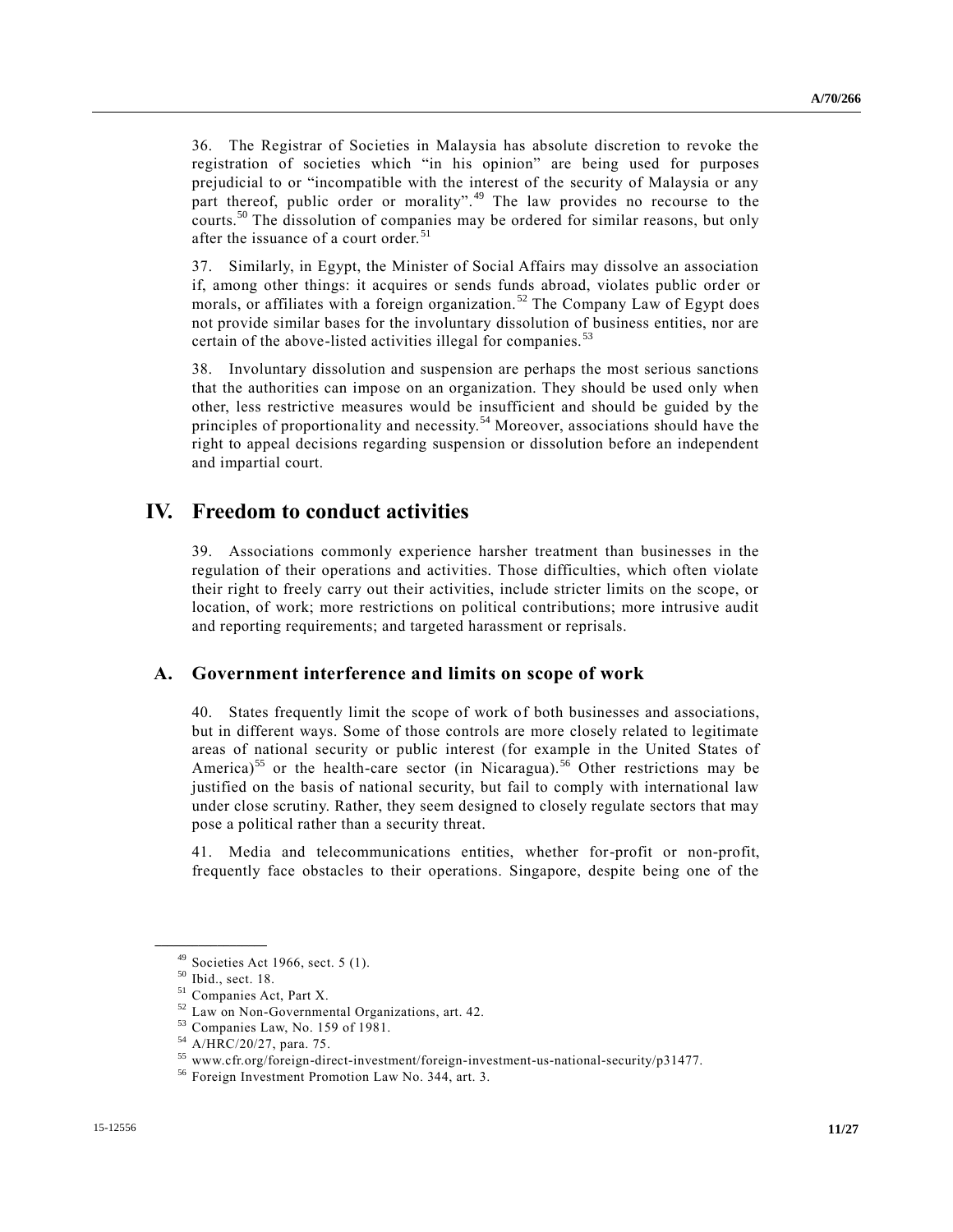36. The Registrar of Societies in Malaysia has absolute discretion to revoke the registration of societies which "in his opinion" are being used for purposes prejudicial to or "incompatible with the interest of the security of Malaysia or any part thereof, public order or morality".[49] The law provides no recourse to the courts.[50] The dissolution of companies may be ordered for similar reasons, but only after the issuance of a court order.[51]

37. Similarly, in Egypt, the Minister of Social Affairs may dissolve an association if, among other things: it acquires or sends funds abroad, violates public order or morals, or affiliates with a foreign organization.[52] The Company Law of Egypt does not provide similar bases for the involuntary dissolution of business entities, nor are certain of the above-listed activities illegal for companies.[53]

38. Involuntary dissolution and suspension are perhaps the most serious sanctions that the authorities can impose on an organization. They should be used only when other, less restrictive measures would be insufficient and should be guided by the principles of proportionality and necessity.[54] Moreover, associations should have the right to appeal decisions regarding suspension or dissolution before an independent and impartial court.

# IV. Freedom to conduct activities

39. Associations commonly experience harsher treatment than businesses in the regulation of their operations and activities. Those difficulties, which often violate their right to freely carry out their activities, include stricter limits on the scope, or location, of work; more restrictions on political contributions; more intrusive audit and reporting requirements; and targeted harassment or reprisals.

## A. Government interference and limits on scope of work

40. States frequently limit the scope of work of both businesses and associations, but in different ways. Some of those controls are more closely related to legitimate areas of national security or public interest (for example in the United States of America)[55] or the health-care sector (in Nicaragua).[56] Other restrictions may be justified on the basis of national security, but fail to comply with international law under close scrutiny. Rather, they seem designed to closely regulate sectors that may pose a political rather than a security threat.

41. Media and telecommunications entities, whether for-profit or non-profit, frequently face obstacles to their operations. Singapore, despite being one of the

---

[49] Societies Act 1966, sect. 5 (1).

[50] Ibid., sect. 18.

[51] Companies Act, Part X.

[52] Law on Non-Governmental Organizations, art. 42.

[53] Companies Law, No. 159 of 1981.

[54] A/HRC/20/27, para. 75.

[55] www.cfr.org/foreign-direct-investment/foreign-investment-us-national-security/p31477.

[56] Foreign Investment Promotion Law No. 344, art. 3.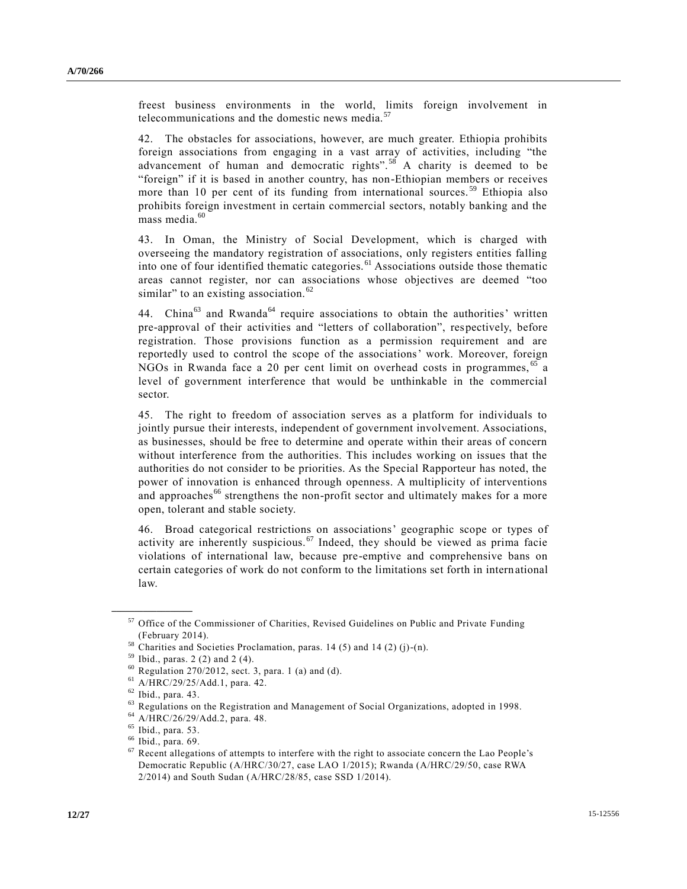freest business environments in the world, limits foreign involvement in telecommunications and the domestic news media.[57]

42. The obstacles for associations, however, are much greater. Ethiopia prohibits foreign associations from engaging in a vast array of activities, including "the advancement of human and democratic rights".[58] A charity is deemed to be "foreign" if it is based in another country, has non-Ethiopian members or receives more than 10 per cent of its funding from international sources.[59] Ethiopia also prohibits foreign investment in certain commercial sectors, notably banking and the mass media.[60]

43. In Oman, the Ministry of Social Development, which is charged with overseeing the mandatory registration of associations, only registers entities falling into one of four identified thematic categories.[61] Associations outside those thematic areas cannot register, nor can associations whose objectives are deemed "too similar" to an existing association.[62]

44. China[63] and Rwanda[64] require associations to obtain the authorities' written pre-approval of their activities and "letters of collaboration", respectively, before registration. Those provisions function as a permission requirement and are reportedly used to control the scope of the associations' work. Moreover, foreign NGOs in Rwanda face a 20 per cent limit on overhead costs in programmes,[65] a level of government interference that would be unthinkable in the commercial sector.

45. The right to freedom of association serves as a platform for individuals to jointly pursue their interests, independent of government involvement. Associations, as businesses, should be free to determine and operate within their areas of concern without interference from the authorities. This includes working on issues that the authorities do not consider to be priorities. As the Special Rapporteur has noted, the power of innovation is enhanced through openness. A multiplicity of interventions and approaches[66] strengthens the non-profit sector and ultimately makes for a more open, tolerant and stable society.

46. Broad categorical restrictions on associations' geographic scope or types of activity are inherently suspicious.[67] Indeed, they should be viewed as prima facie violations of international law, because pre-emptive and comprehensive bans on certain categories of work do not conform to the limitations set forth in international law.

---

[57] Office of the Commissioner of Charities, Revised Guidelines on Public and Private Funding (February 2014).

[58] Charities and Societies Proclamation, paras. 14 (5) and 14 (2) (j)-(n).

[59] Ibid., paras. 2 (2) and 2 (4).

[60] Regulation 270/2012, sect. 3, para. 1 (a) and (d).

[61] A/HRC/29/25/Add.1, para. 42.

[62] Ibid., para. 43.

[63] Regulations on the Registration and Management of Social Organizations, adopted in 1998.

[64] A/HRC/26/29/Add.2, para. 48.

[65] Ibid., para. 53.

[66] Ibid., para. 69.

[67] Recent allegations of attempts to interfere with the right to associate concern the Lao People's Democratic Republic (A/HRC/30/27, case LAO 1/2015); Rwanda (A/HRC/29/50, case RWA 2/2014) and South Sudan (A/HRC/28/85, case SSD 1/2014).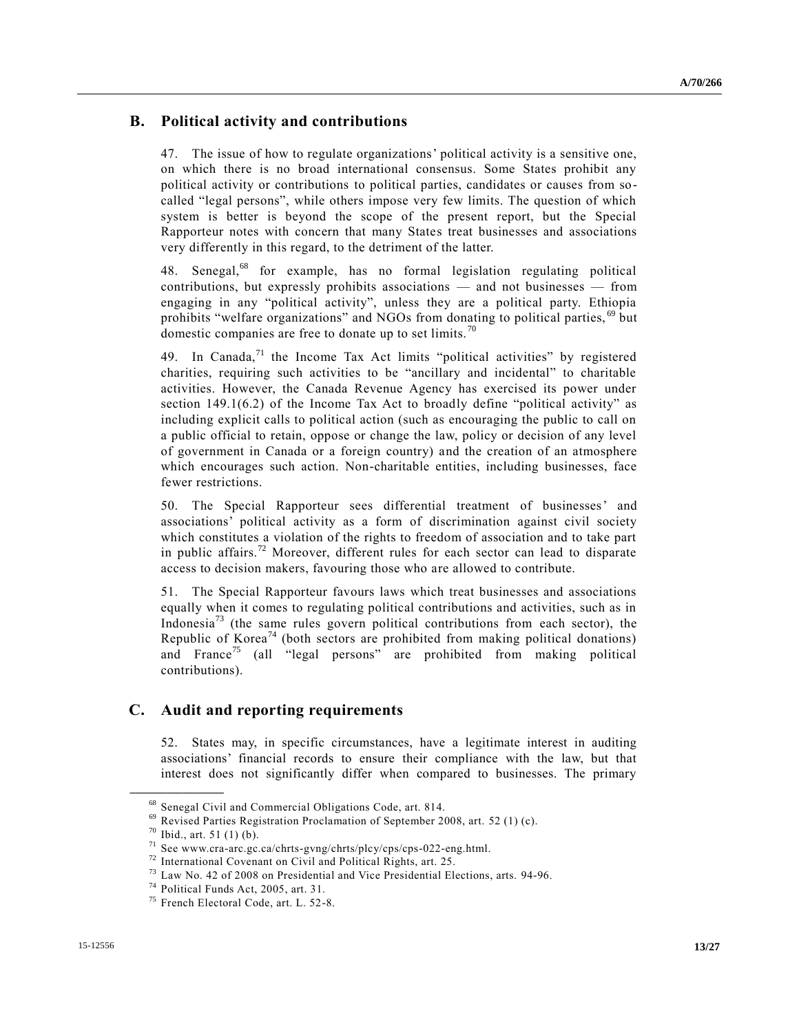## B. Political activity and contributions

47. The issue of how to regulate organizations' political activity is a sensitive one, on which there is no broad international consensus. Some States prohibit any political activity or contributions to political parties, candidates or causes from so-called "legal persons", while others impose very few limits. The question of which system is better is beyond the scope of the present report, but the Special Rapporteur notes with concern that many States treat businesses and associations very differently in this regard, to the detriment of the latter.

48. Senegal,[68] for example, has no formal legislation regulating political contributions, but expressly prohibits associations — and not businesses — from engaging in any "political activity", unless they are a political party. Ethiopia prohibits "welfare organizations" and NGOs from donating to political parties,[69] but domestic companies are free to donate up to set limits.[70]

49. In Canada,[71] the Income Tax Act limits "political activities" by registered charities, requiring such activities to be "ancillary and incidental" to charitable activities. However, the Canada Revenue Agency has exercised its power under section 149.1(6.2) of the Income Tax Act to broadly define "political activity" as including explicit calls to political action (such as encouraging the public to call on a public official to retain, oppose or change the law, policy or decision of any level of government in Canada or a foreign country) and the creation of an atmosphere which encourages such action. Non-charitable entities, including businesses, face fewer restrictions.

50. The Special Rapporteur sees differential treatment of businesses' and associations' political activity as a form of discrimination against civil society which constitutes a violation of the rights to freedom of association and to take part in public affairs.[72] Moreover, different rules for each sector can lead to disparate access to decision makers, favouring those who are allowed to contribute.

51. The Special Rapporteur favours laws which treat businesses and associations equally when it comes to regulating political contributions and activities, such as in Indonesia[73] (the same rules govern political contributions from each sector), the Republic of Korea[74] (both sectors are prohibited from making political donations) and France[75] (all "legal persons" are prohibited from making political contributions).

## C. Audit and reporting requirements

52. States may, in specific circumstances, have a legitimate interest in auditing associations' financial records to ensure their compliance with the law, but that interest does not significantly differ when compared to businesses. The primary

---

[68] Senegal Civil and Commercial Obligations Code, art. 814.

[69] Revised Parties Registration Proclamation of September 2008, art. 52 (1) (c).

[70] Ibid., art. 51 (1) (b).

[71] See www.cra-arc.gc.ca/chrts-gvng/chrts/plcy/cps/cps-022-eng.html.

[72] International Covenant on Civil and Political Rights, art. 25.

[73] Law No. 42 of 2008 on Presidential and Vice Presidential Elections, arts. 94-96.

[74] Political Funds Act, 2005, art. 31.

[75] French Electoral Code, art. L. 52-8.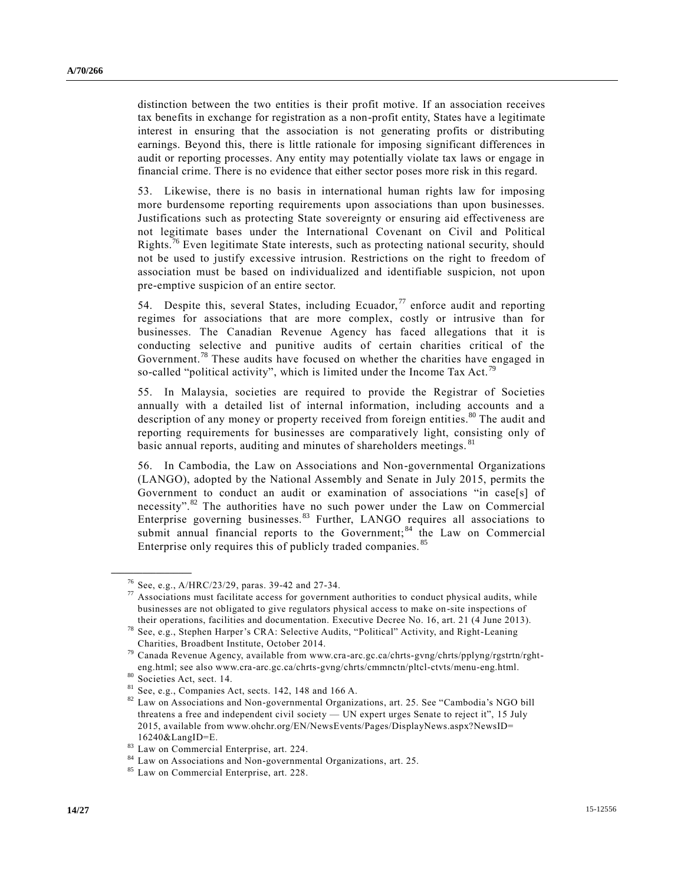distinction between the two entities is their profit motive. If an association receives tax benefits in exchange for registration as a non-profit entity, States have a legitimate interest in ensuring that the association is not generating profits or distributing earnings. Beyond this, there is little rationale for imposing significant differences in audit or reporting processes. Any entity may potentially violate tax laws or engage in financial crime. There is no evidence that either sector poses more risk in this regard.

53. Likewise, there is no basis in international human rights law for imposing more burdensome reporting requirements upon associations than upon businesses. Justifications such as protecting State sovereignty or ensuring aid effectiveness are not legitimate bases under the International Covenant on Civil and Political Rights.[76] Even legitimate State interests, such as protecting national security, should not be used to justify excessive intrusion. Restrictions on the right to freedom of association must be based on individualized and identifiable suspicion, not upon pre-emptive suspicion of an entire sector.

54. Despite this, several States, including Ecuador,[77] enforce audit and reporting regimes for associations that are more complex, costly or intrusive than for businesses. The Canadian Revenue Agency has faced allegations that it is conducting selective and punitive audits of certain charities critical of the Government.[78] These audits have focused on whether the charities have engaged in so-called "political activity", which is limited under the Income Tax Act.[79]

55. In Malaysia, societies are required to provide the Registrar of Societies annually with a detailed list of internal information, including accounts and a description of any money or property received from foreign entities.[80] The audit and reporting requirements for businesses are comparatively light, consisting only of basic annual reports, auditing and minutes of shareholders meetings.[81]

56. In Cambodia, the Law on Associations and Non-governmental Organizations (LANGO), adopted by the National Assembly and Senate in July 2015, permits the Government to conduct an audit or examination of associations "in case[s] of necessity".[82] The authorities have no such power under the Law on Commercial Enterprise governing businesses.[83] Further, LANGO requires all associations to submit annual financial reports to the Government;[84] the Law on Commercial Enterprise only requires this of publicly traded companies.[85]

---

[76] See, e.g., A/HRC/23/29, paras. 39-42 and 27-34.

[77] Associations must facilitate access for government authorities to conduct physical audits, while businesses are not obligated to give regulators physical access to make on-site inspections of their operations, facilities and documentation. Executive Decree No. 16, art. 21 (4 June 2013).

[78] See, e.g., Stephen Harper's CRA: Selective Audits, "Political" Activity, and Right-Leaning Charities, Broadbent Institute, October 2014.

[79] Canada Revenue Agency, available from www.cra-arc.gc.ca/chrts-gvng/chrts/pplyng/rgstrtn/rght-eng.html; see also www.cra-arc.gc.ca/chrts-gvng/chrts/cmmnctn/pltcl-ctvts/menu-eng.html.

[80] Societies Act, sect. 14.

[81] See, e.g., Companies Act, sects. 142, 148 and 166 A.

[82] Law on Associations and Non-governmental Organizations, art. 25. See "Cambodia's NGO bill threatens a free and independent civil society — UN expert urges Senate to reject it", 15 July 2015, available from www.ohchr.org/EN/NewsEvents/Pages/DisplayNews.aspx?NewsID=16240&LangID=E.

[83] Law on Commercial Enterprise, art. 224.

[84] Law on Associations and Non-governmental Organizations, art. 25.

[85] Law on Commercial Enterprise, art. 228.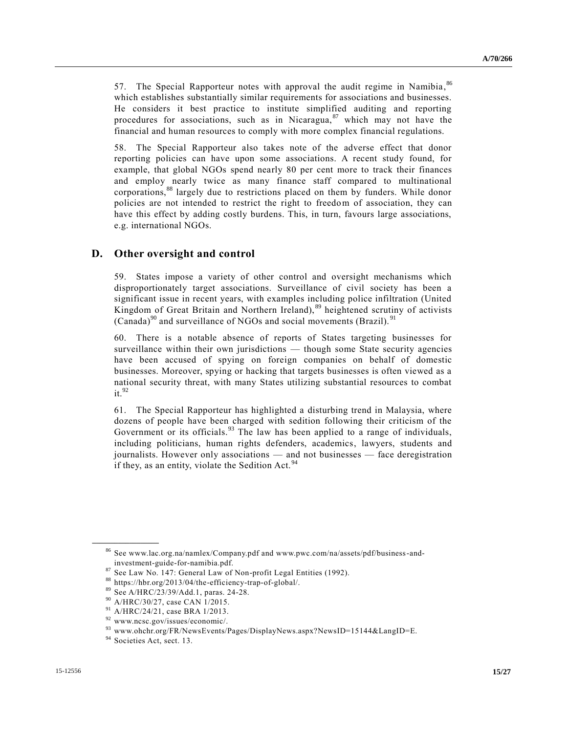57. The Special Rapporteur notes with approval the audit regime in Namibia,[86] which establishes substantially similar requirements for associations and businesses. He considers it best practice to institute simplified auditing and reporting procedures for associations, such as in Nicaragua,[87] which may not have the financial and human resources to comply with more complex financial regulations.

58. The Special Rapporteur also takes note of the adverse effect that donor reporting policies can have upon some associations. A recent study found, for example, that global NGOs spend nearly 80 per cent more to track their finances and employ nearly twice as many finance staff compared to multinational corporations,[88] largely due to restrictions placed on them by funders. While donor policies are not intended to restrict the right to freedom of association, they can have this effect by adding costly burdens. This, in turn, favours large associations, e.g. international NGOs.

## D. Other oversight and control

59. States impose a variety of other control and oversight mechanisms which disproportionately target associations. Surveillance of civil society has been a significant issue in recent years, with examples including police infiltration (United Kingdom of Great Britain and Northern Ireland),[89] heightened scrutiny of activists (Canada)[90] and surveillance of NGOs and social movements (Brazil).[91]

60. There is a notable absence of reports of States targeting businesses for surveillance within their own jurisdictions — though some State security agencies have been accused of spying on foreign companies on behalf of domestic businesses. Moreover, spying or hacking that targets businesses is often viewed as a national security threat, with many States utilizing substantial resources to combat it.[92]

61. The Special Rapporteur has highlighted a disturbing trend in Malaysia, where dozens of people have been charged with sedition following their criticism of the Government or its officials.[93] The law has been applied to a range of individuals, including politicians, human rights defenders, academics, lawyers, students and journalists. However only associations — and not businesses — face deregistration if they, as an entity, violate the Sedition Act.[94]

---

[86] See www.lac.org.na/namlex/Company.pdf and www.pwc.com/na/assets/pdf/business-and-investment-guide-for-namibia.pdf.

[87] See Law No. 147: General Law of Non-profit Legal Entities (1992).

[88] https://hbr.org/2013/04/the-efficiency-trap-of-global/.

[89] See A/HRC/23/39/Add.1, paras. 24-28.

[90] A/HRC/30/27, case CAN 1/2015.

[91] A/HRC/24/21, case BRA 1/2013.

[92] www.ncsc.gov/issues/economic/.

[93] www.ohchr.org/FR/NewsEvents/Pages/DisplayNews.aspx?NewsID=15144&LangID=E.

[94] Societies Act, sect. 13.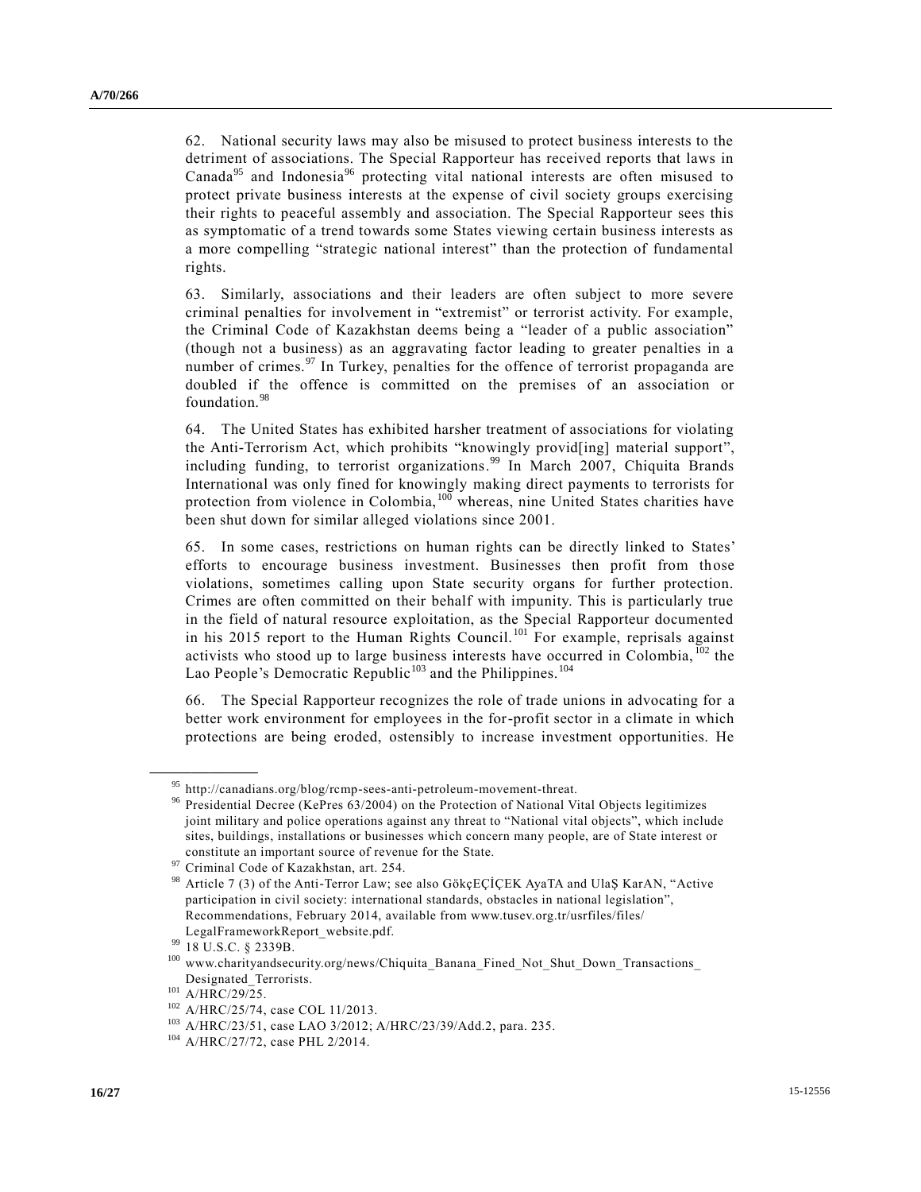62. National security laws may also be misused to protect business interests to the detriment of associations. The Special Rapporteur has received reports that laws in Canada[95] and Indonesia[96] protecting vital national interests are often misused to protect private business interests at the expense of civil society groups exercising their rights to peaceful assembly and association. The Special Rapporteur sees this as symptomatic of a trend towards some States viewing certain business interests as a more compelling "strategic national interest" than the protection of fundamental rights.

63. Similarly, associations and their leaders are often subject to more severe criminal penalties for involvement in "extremist" or terrorist activity. For example, the Criminal Code of Kazakhstan deems being a "leader of a public association" (though not a business) as an aggravating factor leading to greater penalties in a number of crimes.[97] In Turkey, penalties for the offence of terrorist propaganda are doubled if the offence is committed on the premises of an association or foundation.[98]

64. The United States has exhibited harsher treatment of associations for violating the Anti-Terrorism Act, which prohibits "knowingly provid[ing] material support", including funding, to terrorist organizations.[99] In March 2007, Chiquita Brands International was only fined for knowingly making direct payments to terrorists for protection from violence in Colombia,[100] whereas, nine United States charities have been shut down for similar alleged violations since 2001.

65. In some cases, restrictions on human rights can be directly linked to States' efforts to encourage business investment. Businesses then profit from those violations, sometimes calling upon State security organs for further protection. Crimes are often committed on their behalf with impunity. This is particularly true in the field of natural resource exploitation, as the Special Rapporteur documented in his 2015 report to the Human Rights Council.[101] For example, reprisals against activists who stood up to large business interests have occurred in Colombia,[102] the Lao People's Democratic Republic[103] and the Philippines.[104]

66. The Special Rapporteur recognizes the role of trade unions in advocating for a better work environment for employees in the for-profit sector in a climate in which protections are being eroded, ostensibly to increase investment opportunities. He

---

[95] http://canadians.org/blog/rcmp-sees-anti-petroleum-movement-threat.

[96] Presidential Decree (KePres 63/2004) on the Protection of National Vital Objects legitimizes joint military and police operations against any threat to "National vital objects", which include sites, buildings, installations or businesses which concern many people, are of State interest or constitute an important source of revenue for the State.

[97] Criminal Code of Kazakhstan, art. 254.

[98] Article 7 (3) of the Anti-Terror Law; see also GökçEÇİÇEK AyaTA and UlaŞ KarAN, "Active participation in civil society: international standards, obstacles in national legislation", Recommendations, February 2014, available from www.tusev.org.tr/usrfiles/files/LegalFrameworkReport_website.pdf.

[99] 18 U.S.C. § 2339B.

[100] www.charityandsecurity.org/news/Chiquita_Banana_Fined_Not_Shut_Down_Transactions_Designated_Terrorists.

[101] A/HRC/29/25.

[102] A/HRC/25/74, case COL 11/2013.

[103] A/HRC/23/51, case LAO 3/2012; A/HRC/23/39/Add.2, para. 235.

[104] A/HRC/27/72, case PHL 2/2014.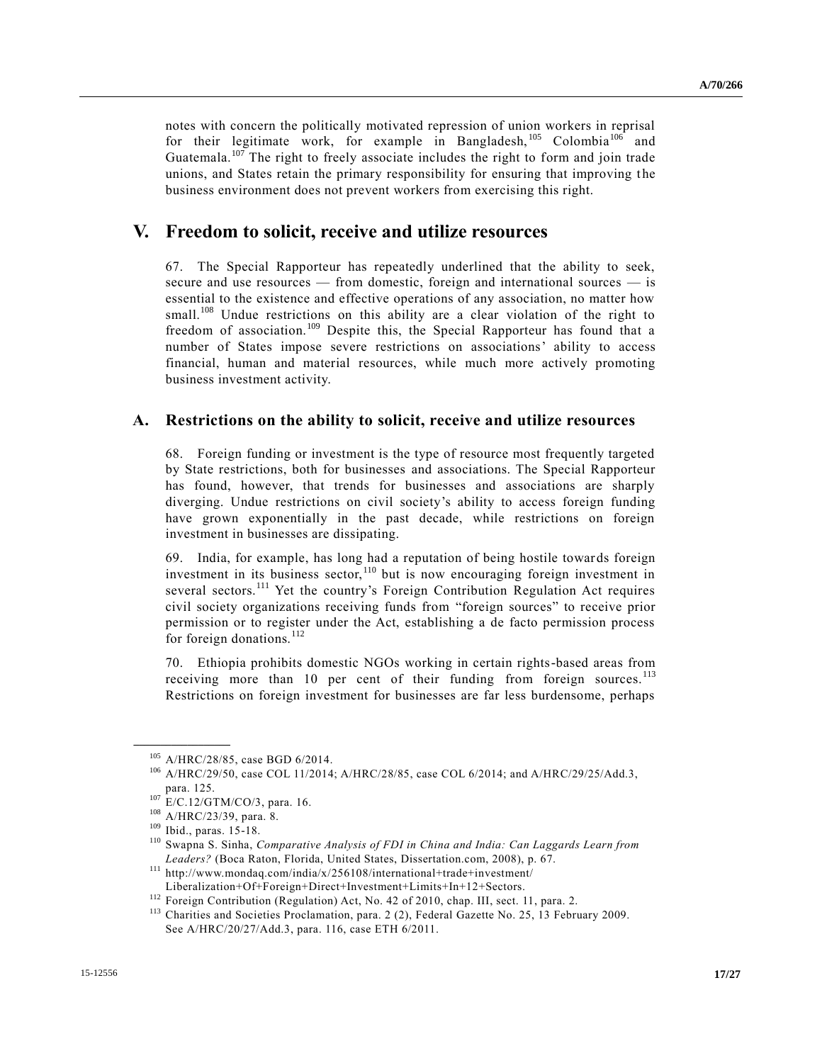notes with concern the politically motivated repression of union workers in reprisal for their legitimate work, for example in Bangladesh,[105] Colombia[106] and Guatemala.[107] The right to freely associate includes the right to form and join trade unions, and States retain the primary responsibility for ensuring that improving the business environment does not prevent workers from exercising this right.

# V. Freedom to solicit, receive and utilize resources

67. The Special Rapporteur has repeatedly underlined that the ability to seek, secure and use resources — from domestic, foreign and international sources — is essential to the existence and effective operations of any association, no matter how small.[108] Undue restrictions on this ability are a clear violation of the right to freedom of association.[109] Despite this, the Special Rapporteur has found that a number of States impose severe restrictions on associations' ability to access financial, human and material resources, while much more actively promoting business investment activity.

## A. Restrictions on the ability to solicit, receive and utilize resources

68. Foreign funding or investment is the type of resource most frequently targeted by State restrictions, both for businesses and associations. The Special Rapporteur has found, however, that trends for businesses and associations are sharply diverging. Undue restrictions on civil society's ability to access foreign funding have grown exponentially in the past decade, while restrictions on foreign investment in businesses are dissipating.

69. India, for example, has long had a reputation of being hostile towards foreign investment in its business sector,[110] but is now encouraging foreign investment in several sectors.[111] Yet the country's Foreign Contribution Regulation Act requires civil society organizations receiving funds from "foreign sources" to receive prior permission or to register under the Act, establishing a de facto permission process for foreign donations.[112]

70. Ethiopia prohibits domestic NGOs working in certain rights-based areas from receiving more than 10 per cent of their funding from foreign sources.[113] Restrictions on foreign investment for businesses are far less burdensome, perhaps

---

[105] A/HRC/28/85, case BGD 6/2014.

[106] A/HRC/29/50, case COL 11/2014; A/HRC/28/85, case COL 6/2014; and A/HRC/29/25/Add.3, para. 125.

[107] E/C.12/GTM/CO/3, para. 16.

[108] A/HRC/23/39, para. 8.

[109] Ibid., paras. 15-18.

[110] Swapna S. Sinha, *Comparative Analysis of FDI in China and India: Can Laggards Learn from Leaders?* (Boca Raton, Florida, United States, Dissertation.com, 2008), p. 67.

[111] http://www.mondaq.com/india/x/256108/international+trade+investment/Liberalization+Of+Foreign+Direct+Investment+Limits+In+12+Sectors.

[112] Foreign Contribution (Regulation) Act, No. 42 of 2010, chap. III, sect. 11, para. 2.

[113] Charities and Societies Proclamation, para. 2 (2), Federal Gazette No. 25, 13 February 2009. See A/HRC/20/27/Add.3, para. 116, case ETH 6/2011.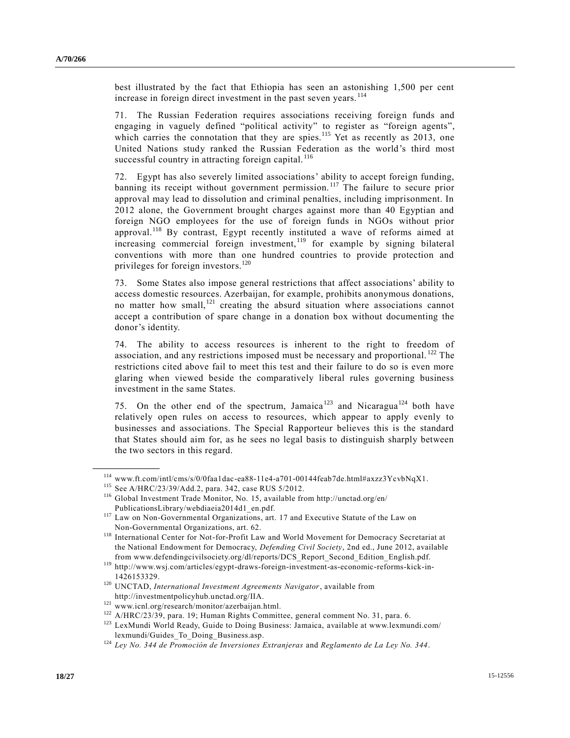best illustrated by the fact that Ethiopia has seen an astonishing 1,500 per cent increase in foreign direct investment in the past seven years.[114]

71. The Russian Federation requires associations receiving foreign funds and engaging in vaguely defined "political activity" to register as "foreign agents", which carries the connotation that they are spies.[115] Yet as recently as 2013, one United Nations study ranked the Russian Federation as the world's third most successful country in attracting foreign capital.[116]

72. Egypt has also severely limited associations' ability to accept foreign funding, banning its receipt without government permission.[117] The failure to secure prior approval may lead to dissolution and criminal penalties, including imprisonment. In 2012 alone, the Government brought charges against more than 40 Egyptian and foreign NGO employees for the use of foreign funds in NGOs without prior approval.[118] By contrast, Egypt recently instituted a wave of reforms aimed at increasing commercial foreign investment,[119] for example by signing bilateral conventions with more than one hundred countries to provide protection and privileges for foreign investors.[120]

73. Some States also impose general restrictions that affect associations' ability to access domestic resources. Azerbaijan, for example, prohibits anonymous donations, no matter how small,[121] creating the absurd situation where associations cannot accept a contribution of spare change in a donation box without documenting the donor's identity.

74. The ability to access resources is inherent to the right to freedom of association, and any restrictions imposed must be necessary and proportional.[122] The restrictions cited above fail to meet this test and their failure to do so is even more glaring when viewed beside the comparatively liberal rules governing business investment in the same States.

75. On the other end of the spectrum, Jamaica[123] and Nicaragua[124] both have relatively open rules on access to resources, which appear to apply evenly to businesses and associations. The Special Rapporteur believes this is the standard that States should aim for, as he sees no legal basis to distinguish sharply between the two sectors in this regard.

---

[114] www.ft.com/intl/cms/s/0/0faa1dac-ea88-11e4-a701-00144feab7de.html#axzz3YcvbNqX1.

[115] See A/HRC/23/39/Add.2, para. 342, case RUS 5/2012.

[116] Global Investment Trade Monitor, No. 15, available from http://unctad.org/en/PublicationsLibrary/webdiaeia2014d1_en.pdf.

[117] Law on Non-Governmental Organizations, art. 17 and Executive Statute of the Law on Non-Governmental Organizations, art. 62.

[118] International Center for Not-for-Profit Law and World Movement for Democracy Secretariat at the National Endowment for Democracy, *Defending Civil Society*, 2nd ed., June 2012, available from www.defendingcivilsociety.org/dl/reports/DCS_Report_Second_Edition_English.pdf.

[119] http://www.wsj.com/articles/egypt-draws-foreign-investment-as-economic-reforms-kick-in-1426153329.

[120] UNCTAD, *International Investment Agreements Navigator*, available from http://investmentpolicyhub.unctad.org/IIA.

[121] www.icnl.org/research/monitor/azerbaijan.html.

[122] A/HRC/23/39, para. 19; Human Rights Committee, general comment No. 31, para. 6.

[123] LexMundi World Ready, Guide to Doing Business: Jamaica, available at www.lexmundi.com/lexmundi/Guides_To_Doing_Business.asp.

[124] *Ley No. 344 de Promoción de Inversiones Extranjeras* and *Reglamento de La Ley No. 344*.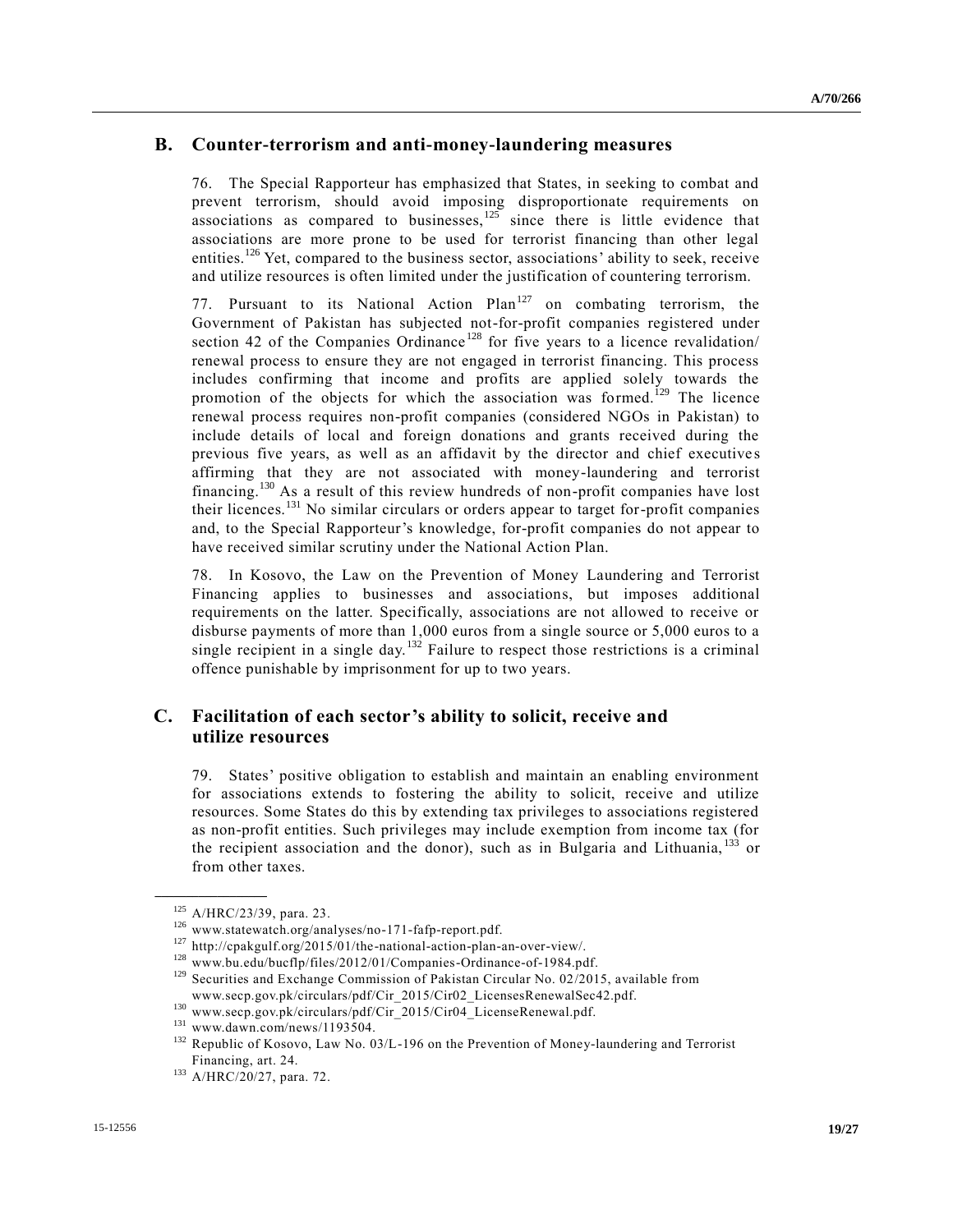## B. Counter-terrorism and anti-money-laundering measures

76. The Special Rapporteur has emphasized that States, in seeking to combat and prevent terrorism, should avoid imposing disproportionate requirements on associations as compared to businesses,[125] since there is little evidence that associations are more prone to be used for terrorist financing than other legal entities.[126] Yet, compared to the business sector, associations' ability to seek, receive and utilize resources is often limited under the justification of countering terrorism.

77. Pursuant to its National Action Plan[127] on combating terrorism, the Government of Pakistan has subjected not-for-profit companies registered under section 42 of the Companies Ordinance[128] for five years to a licence revalidation/ renewal process to ensure they are not engaged in terrorist financing. This process includes confirming that income and profits are applied solely towards the promotion of the objects for which the association was formed.[129] The licence renewal process requires non-profit companies (considered NGOs in Pakistan) to include details of local and foreign donations and grants received during the previous five years, as well as an affidavit by the director and chief executives affirming that they are not associated with money-laundering and terrorist financing.[130] As a result of this review hundreds of non-profit companies have lost their licences.[131] No similar circulars or orders appear to target for-profit companies and, to the Special Rapporteur's knowledge, for-profit companies do not appear to have received similar scrutiny under the National Action Plan.

78. In Kosovo, the Law on the Prevention of Money Laundering and Terrorist Financing applies to businesses and associations, but imposes additional requirements on the latter. Specifically, associations are not allowed to receive or disburse payments of more than 1,000 euros from a single source or 5,000 euros to a single recipient in a single day.[132] Failure to respect those restrictions is a criminal offence punishable by imprisonment for up to two years.

## C. Facilitation of each sector's ability to solicit, receive and utilize resources

79. States' positive obligation to establish and maintain an enabling environment for associations extends to fostering the ability to solicit, receive and utilize resources. Some States do this by extending tax privileges to associations registered as non-profit entities. Such privileges may include exemption from income tax (for the recipient association and the donor), such as in Bulgaria and Lithuania,[133] or from other taxes.

---

[125] A/HRC/23/39, para. 23.

[126] www.statewatch.org/analyses/no-171-fafp-report.pdf.

[127] http://cpakgulf.org/2015/01/the-national-action-plan-an-over-view/.

[128] www.bu.edu/bucflp/files/2012/01/Companies-Ordinance-of-1984.pdf.

[129] Securities and Exchange Commission of Pakistan Circular No. 02/2015, available from www.secp.gov.pk/circulars/pdf/Cir_2015/Cir02_LicensesRenewalSec42.pdf.

[130] www.secp.gov.pk/circulars/pdf/Cir_2015/Cir04_LicenseRenewal.pdf.

[131] www.dawn.com/news/1193504.

[132] Republic of Kosovo, Law No. 03/L-196 on the Prevention of Money-laundering and Terrorist Financing, art. 24.

[133] A/HRC/20/27, para. 72.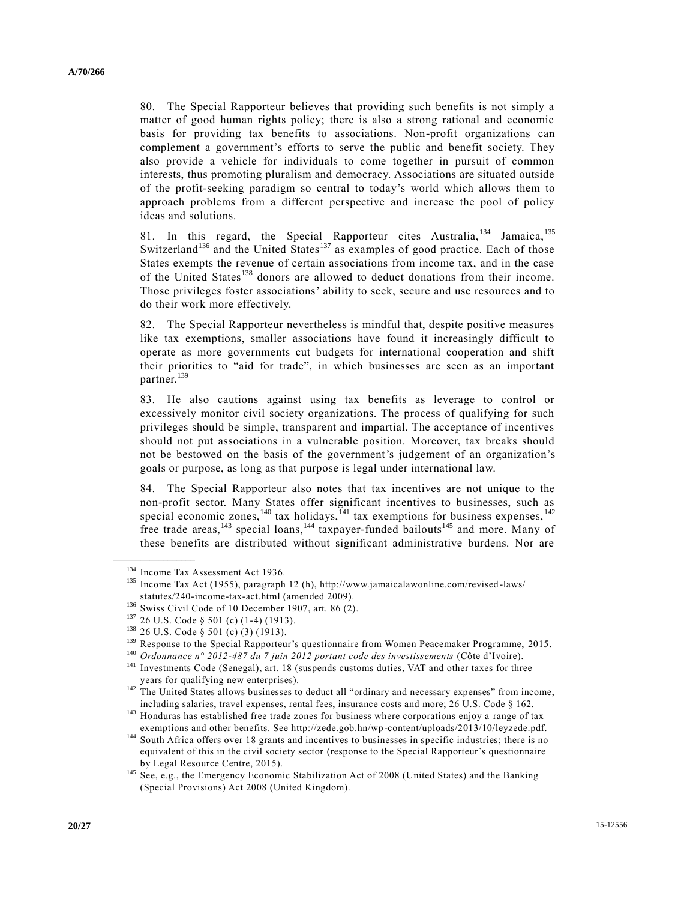80. The Special Rapporteur believes that providing such benefits is not simply a matter of good human rights policy; there is also a strong rational and economic basis for providing tax benefits to associations. Non-profit organizations can complement a government's efforts to serve the public and benefit society. They also provide a vehicle for individuals to come together in pursuit of common interests, thus promoting pluralism and democracy. Associations are situated outside of the profit-seeking paradigm so central to today's world which allows them to approach problems from a different perspective and increase the pool of policy ideas and solutions.

81. In this regard, the Special Rapporteur cites Australia,[134] Jamaica,[135] Switzerland[136] and the United States[137] as examples of good practice. Each of those States exempts the revenue of certain associations from income tax, and in the case of the United States[138] donors are allowed to deduct donations from their income. Those privileges foster associations' ability to seek, secure and use resources and to do their work more effectively.

82. The Special Rapporteur nevertheless is mindful that, despite positive measures like tax exemptions, smaller associations have found it increasingly difficult to operate as more governments cut budgets for international cooperation and shift their priorities to "aid for trade", in which businesses are seen as an important partner.[139]

83. He also cautions against using tax benefits as leverage to control or excessively monitor civil society organizations. The process of qualifying for such privileges should be simple, transparent and impartial. The acceptance of incentives should not put associations in a vulnerable position. Moreover, tax breaks should not be bestowed on the basis of the government's judgement of an organization's goals or purpose, as long as that purpose is legal under international law.

84. The Special Rapporteur also notes that tax incentives are not unique to the non-profit sector. Many States offer significant incentives to businesses, such as special economic zones,[140] tax holidays,[141] tax exemptions for business expenses,[142] free trade areas,[143] special loans,[144] taxpayer-funded bailouts[145] and more. Many of these benefits are distributed without significant administrative burdens. Nor are

---

[134] Income Tax Assessment Act 1936.

[135] Income Tax Act (1955), paragraph 12 (h), http://www.jamaicalawonline.com/revised-laws/statutes/240-income-tax-act.html (amended 2009).

[136] Swiss Civil Code of 10 December 1907, art. 86 (2).

[137] 26 U.S. Code § 501 (c) (1-4) (1913).

[138] 26 U.S. Code § 501 (c) (3) (1913).

[139] Response to the Special Rapporteur's questionnaire from Women Peacemaker Programme, 2015.

[140] *Ordonnance n° 2012-487 du 7 juin 2012 portant code des investissements* (Côte d'Ivoire).

[141] Investments Code (Senegal), art. 18 (suspends customs duties, VAT and other taxes for three years for qualifying new enterprises).

[142] The United States allows businesses to deduct all "ordinary and necessary expenses" from income, including salaries, travel expenses, rental fees, insurance costs and more; 26 U.S. Code § 162.

[143] Honduras has established free trade zones for business where corporations enjoy a range of tax exemptions and other benefits. See http://zede.gob.hn/wp-content/uploads/2013/10/leyzede.pdf.

[144] South Africa offers over 18 grants and incentives to businesses in specific industries; there is no equivalent of this in the civil society sector (response to the Special Rapporteur's questionnaire by Legal Resource Centre, 2015).

[145] See, e.g., the Emergency Economic Stabilization Act of 2008 (United States) and the Banking (Special Provisions) Act 2008 (United Kingdom).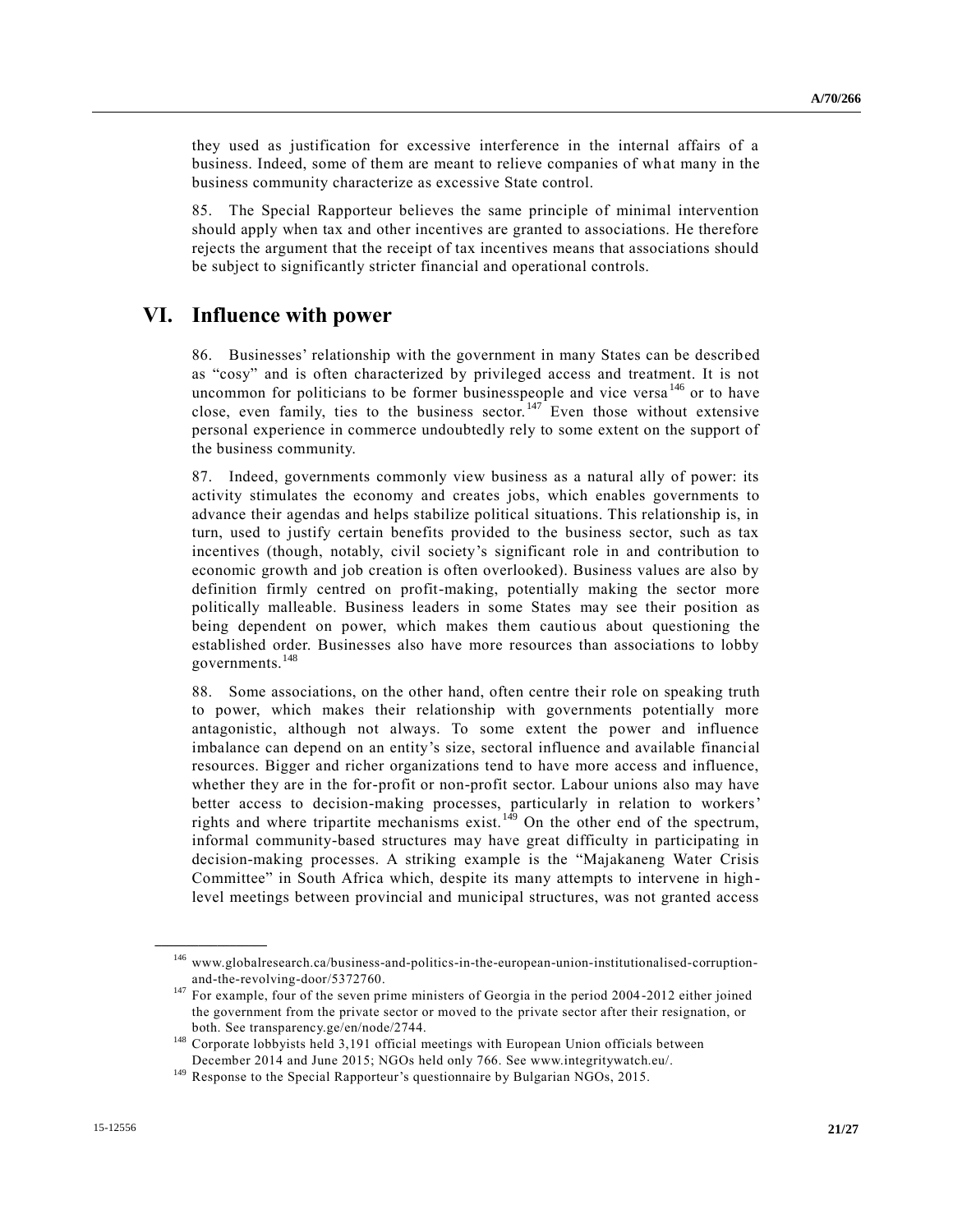they used as justification for excessive interference in the internal affairs of a business. Indeed, some of them are meant to relieve companies of what many in the business community characterize as excessive State control.

85. The Special Rapporteur believes the same principle of minimal intervention should apply when tax and other incentives are granted to associations. He therefore rejects the argument that the receipt of tax incentives means that associations should be subject to significantly stricter financial and operational controls.

# VI. Influence with power

86. Businesses' relationship with the government in many States can be described as "cosy" and is often characterized by privileged access and treatment. It is not uncommon for politicians to be former businesspeople and vice versa[146] or to have close, even family, ties to the business sector.[147] Even those without extensive personal experience in commerce undoubtedly rely to some extent on the support of the business community.

87. Indeed, governments commonly view business as a natural ally of power: its activity stimulates the economy and creates jobs, which enables governments to advance their agendas and helps stabilize political situations. This relationship is, in turn, used to justify certain benefits provided to the business sector, such as tax incentives (though, notably, civil society's significant role in and contribution to economic growth and job creation is often overlooked). Business values are also by definition firmly centred on profit-making, potentially making the sector more politically malleable. Business leaders in some States may see their position as being dependent on power, which makes them cautious about questioning the established order. Businesses also have more resources than associations to lobby governments.[148]

88. Some associations, on the other hand, often centre their role on speaking truth to power, which makes their relationship with governments potentially more antagonistic, although not always. To some extent the power and influence imbalance can depend on an entity's size, sectoral influence and available financial resources. Bigger and richer organizations tend to have more access and influence, whether they are in the for-profit or non-profit sector. Labour unions also may have better access to decision-making processes, particularly in relation to workers' rights and where tripartite mechanisms exist.[149] On the other end of the spectrum, informal community-based structures may have great difficulty in participating in decision-making processes. A striking example is the "Majakaneng Water Crisis Committee" in South Africa which, despite its many attempts to intervene in high-level meetings between provincial and municipal structures, was not granted access

---

[146] www.globalresearch.ca/business-and-politics-in-the-european-union-institutionalised-corruption-and-the-revolving-door/5372760.

[147] For example, four of the seven prime ministers of Georgia in the period 2004-2012 either joined the government from the private sector or moved to the private sector after their resignation, or both. See transparency.ge/en/node/2744.

[148] Corporate lobbyists held 3,191 official meetings with European Union officials between December 2014 and June 2015; NGOs held only 766. See www.integritywatch.eu/.

[149] Response to the Special Rapporteur's questionnaire by Bulgarian NGOs, 2015.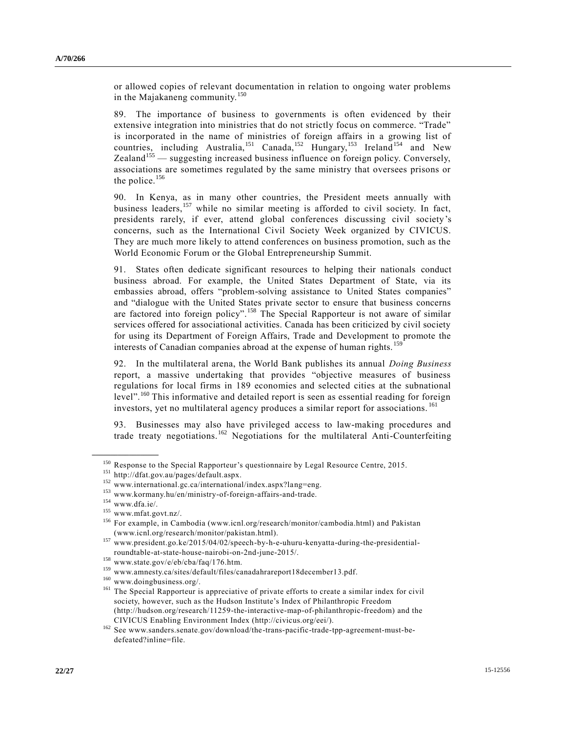or allowed copies of relevant documentation in relation to ongoing water problems in the Majakaneng community.[150]

89. The importance of business to governments is often evidenced by their extensive integration into ministries that do not strictly focus on commerce. "Trade" is incorporated in the name of ministries of foreign affairs in a growing list of countries, including Australia,[151] Canada,[152] Hungary,[153] Ireland[154] and New Zealand[155] — suggesting increased business influence on foreign policy. Conversely, associations are sometimes regulated by the same ministry that oversees prisons or the police.[156]

90. In Kenya, as in many other countries, the President meets annually with business leaders,[157] while no similar meeting is afforded to civil society. In fact, presidents rarely, if ever, attend global conferences discussing civil society's concerns, such as the International Civil Society Week organized by CIVICUS. They are much more likely to attend conferences on business promotion, such as the World Economic Forum or the Global Entrepreneurship Summit.

91. States often dedicate significant resources to helping their nationals conduct business abroad. For example, the United States Department of State, via its embassies abroad, offers "problem-solving assistance to United States companies" and "dialogue with the United States private sector to ensure that business concerns are factored into foreign policy".[158] The Special Rapporteur is not aware of similar services offered for associational activities. Canada has been criticized by civil society for using its Department of Foreign Affairs, Trade and Development to promote the interests of Canadian companies abroad at the expense of human rights.[159]

92. In the multilateral arena, the World Bank publishes its annual *Doing Business* report, a massive undertaking that provides "objective measures of business regulations for local firms in 189 economies and selected cities at the subnational level".[160] This informative and detailed report is seen as essential reading for foreign investors, yet no multilateral agency produces a similar report for associations.[161]

93. Businesses may also have privileged access to law-making procedures and trade treaty negotiations.[162] Negotiations for the multilateral Anti-Counterfeiting

---

[150] Response to the Special Rapporteur's questionnaire by Legal Resource Centre, 2015.

[151] http://dfat.gov.au/pages/default.aspx.

[152] www.international.gc.ca/international/index.aspx?lang=eng.

[153] www.kormany.hu/en/ministry-of-foreign-affairs-and-trade.

[154] www.dfa.ie/.

[155] www.mfat.govt.nz/.

[156] For example, in Cambodia (www.icnl.org/research/monitor/cambodia.html) and Pakistan (www.icnl.org/research/monitor/pakistan.html).

[157] www.president.go.ke/2015/04/02/speech-by-h-e-uhuru-kenyatta-during-the-presidential-roundtable-at-state-house-nairobi-on-2nd-june-2015/.

[158] www.state.gov/e/eb/cba/faq/176.htm.

[159] www.amnesty.ca/sites/default/files/canadahrareport18december13.pdf.

[160] www.doingbusiness.org/.

[161] The Special Rapporteur is appreciative of private efforts to create a similar index for civil society, however, such as the Hudson Institute's Index of Philanthropic Freedom (http://hudson.org/research/11259-the-interactive-map-of-philanthropic-freedom) and the CIVICUS Enabling Environment Index (http://civicus.org/eei/).

[162] See www.sanders.senate.gov/download/the-trans-pacific-trade-tpp-agreement-must-be-defeated?inline=file.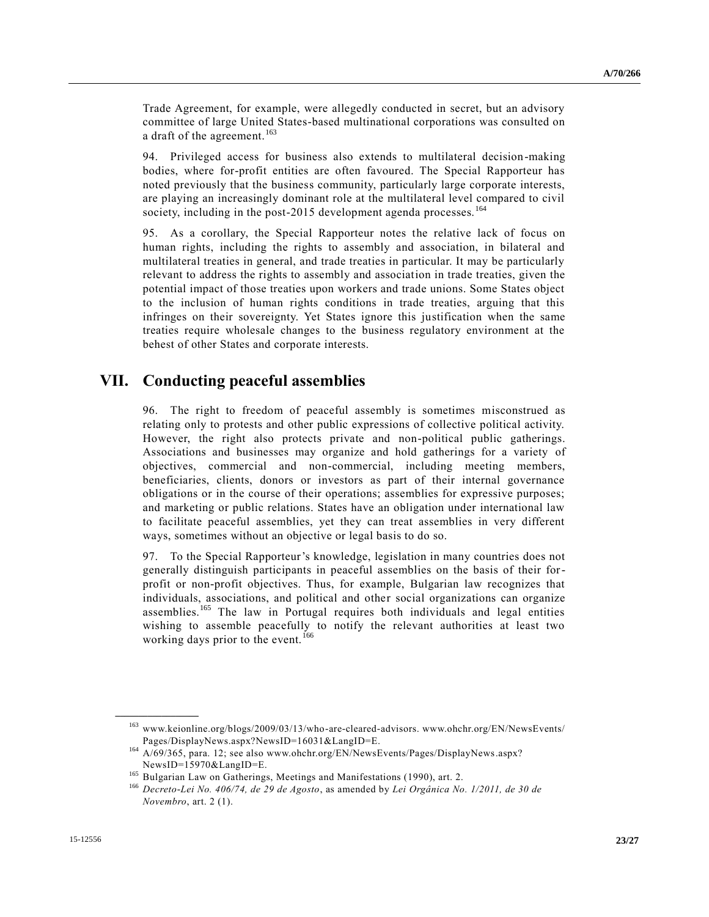Trade Agreement, for example, were allegedly conducted in secret, but an advisory committee of large United States-based multinational corporations was consulted on a draft of the agreement.[163]

94. Privileged access for business also extends to multilateral decision-making bodies, where for-profit entities are often favoured. The Special Rapporteur has noted previously that the business community, particularly large corporate interests, are playing an increasingly dominant role at the multilateral level compared to civil society, including in the post-2015 development agenda processes.[164]

95. As a corollary, the Special Rapporteur notes the relative lack of focus on human rights, including the rights to assembly and association, in bilateral and multilateral treaties in general, and trade treaties in particular. It may be particularly relevant to address the rights to assembly and association in trade treaties, given the potential impact of those treaties upon workers and trade unions. Some States object to the inclusion of human rights conditions in trade treaties, arguing that this infringes on their sovereignty. Yet States ignore this justification when the same treaties require wholesale changes to the business regulatory environment at the behest of other States and corporate interests.

# VII. Conducting peaceful assemblies

96. The right to freedom of peaceful assembly is sometimes misconstrued as relating only to protests and other public expressions of collective political activity. However, the right also protects private and non-political public gatherings. Associations and businesses may organize and hold gatherings for a variety of objectives, commercial and non-commercial, including meeting members, beneficiaries, clients, donors or investors as part of their internal governance obligations or in the course of their operations; assemblies for expressive purposes; and marketing or public relations. States have an obligation under international law to facilitate peaceful assemblies, yet they can treat assemblies in very different ways, sometimes without an objective or legal basis to do so.

97. To the Special Rapporteur's knowledge, legislation in many countries does not generally distinguish participants in peaceful assemblies on the basis of their for-profit or non-profit objectives. Thus, for example, Bulgarian law recognizes that individuals, associations, and political and other social organizations can organize assemblies.[165] The law in Portugal requires both individuals and legal entities wishing to assemble peacefully to notify the relevant authorities at least two working days prior to the event.[166]

---

[163] www.keionline.org/blogs/2009/03/13/who-are-cleared-advisors. www.ohchr.org/EN/NewsEvents/Pages/DisplayNews.aspx?NewsID=16031&LangID=E.

[164] A/69/365, para. 12; see also www.ohchr.org/EN/NewsEvents/Pages/DisplayNews.aspx?NewsID=15970&LangID=E.

[165] Bulgarian Law on Gatherings, Meetings and Manifestations (1990), art. 2.

[166] *Decreto-Lei No. 406/74, de 29 de Agosto*, as amended by *Lei Orgânica No. 1/2011, de 30 de Novembro*, art. 2 (1).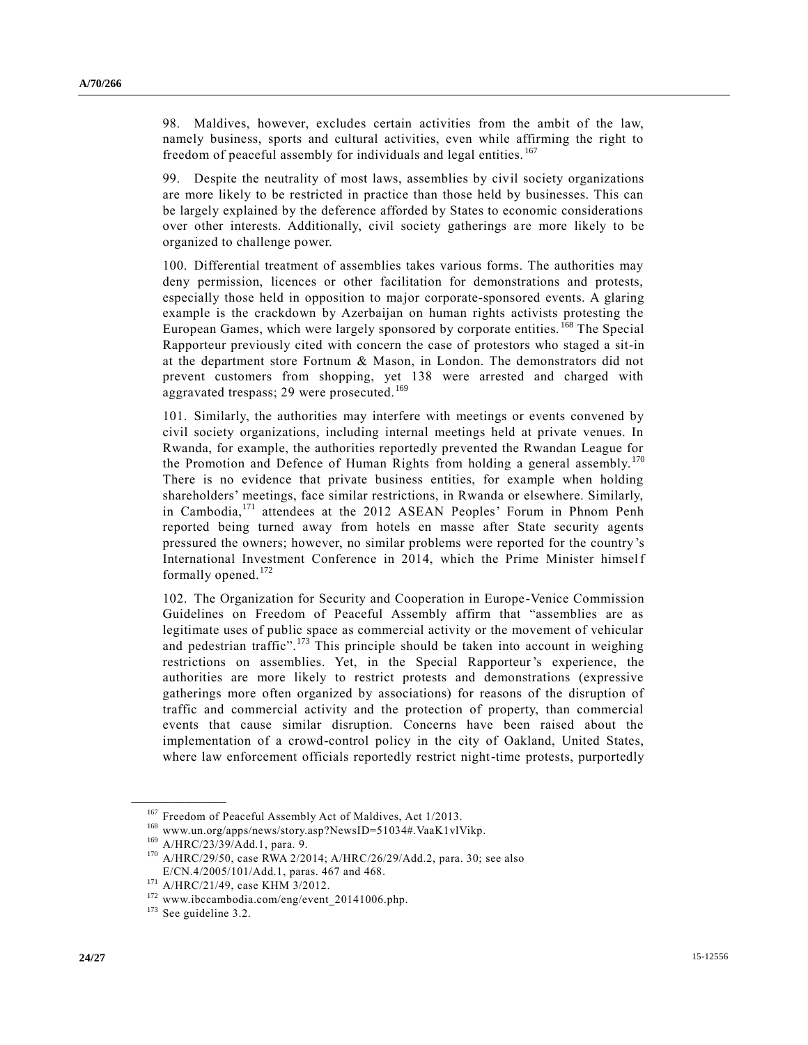98. Maldives, however, excludes certain activities from the ambit of the law, namely business, sports and cultural activities, even while affirming the right to freedom of peaceful assembly for individuals and legal entities.[167]

99. Despite the neutrality of most laws, assemblies by civil society organizations are more likely to be restricted in practice than those held by businesses. This can be largely explained by the deference afforded by States to economic considerations over other interests. Additionally, civil society gatherings are more likely to be organized to challenge power.

100. Differential treatment of assemblies takes various forms. The authorities may deny permission, licences or other facilitation for demonstrations and protests, especially those held in opposition to major corporate-sponsored events. A glaring example is the crackdown by Azerbaijan on human rights activists protesting the European Games, which were largely sponsored by corporate entities.[168] The Special Rapporteur previously cited with concern the case of protestors who staged a sit-in at the department store Fortnum & Mason, in London. The demonstrators did not prevent customers from shopping, yet 138 were arrested and charged with aggravated trespass; 29 were prosecuted.[169]

101. Similarly, the authorities may interfere with meetings or events convened by civil society organizations, including internal meetings held at private venues. In Rwanda, for example, the authorities reportedly prevented the Rwandan League for the Promotion and Defence of Human Rights from holding a general assembly.[170] There is no evidence that private business entities, for example when holding shareholders' meetings, face similar restrictions, in Rwanda or elsewhere. Similarly, in Cambodia,[171] attendees at the 2012 ASEAN Peoples' Forum in Phnom Penh reported being turned away from hotels en masse after State security agents pressured the owners; however, no similar problems were reported for the country's International Investment Conference in 2014, which the Prime Minister himself formally opened.[172]

102. The Organization for Security and Cooperation in Europe-Venice Commission Guidelines on Freedom of Peaceful Assembly affirm that "assemblies are as legitimate uses of public space as commercial activity or the movement of vehicular and pedestrian traffic".[173] This principle should be taken into account in weighing restrictions on assemblies. Yet, in the Special Rapporteur's experience, the authorities are more likely to restrict protests and demonstrations (expressive gatherings more often organized by associations) for reasons of the disruption of traffic and commercial activity and the protection of property, than commercial events that cause similar disruption. Concerns have been raised about the implementation of a crowd-control policy in the city of Oakland, United States, where law enforcement officials reportedly restrict night-time protests, purportedly

---

[167] Freedom of Peaceful Assembly Act of Maldives, Act 1/2013.

[168] www.un.org/apps/news/story.asp?NewsID=51034#.VaaK1vlVikp.

[169] A/HRC/23/39/Add.1, para. 9.

[170] A/HRC/29/50, case RWA 2/2014; A/HRC/26/29/Add.2, para. 30; see also E/CN.4/2005/101/Add.1, paras. 467 and 468.

[171] A/HRC/21/49, case KHM 3/2012.

[172] www.ibccambodia.com/eng/event_20141006.php.

[173] See guideline 3.2.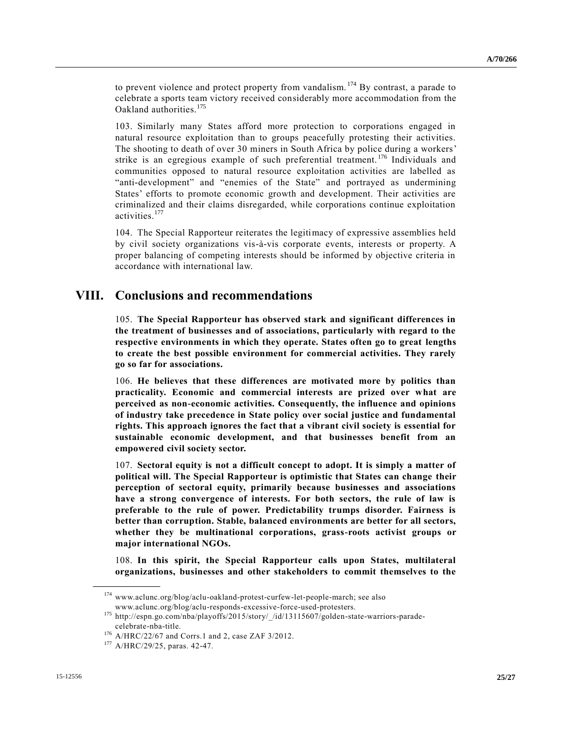to prevent violence and protect property from vandalism.[174] By contrast, a parade to celebrate a sports team victory received considerably more accommodation from the Oakland authorities.[175]

103. Similarly many States afford more protection to corporations engaged in natural resource exploitation than to groups peacefully protesting their activities. The shooting to death of over 30 miners in South Africa by police during a workers' strike is an egregious example of such preferential treatment.[176] Individuals and communities opposed to natural resource exploitation activities are labelled as "anti-development" and "enemies of the State" and portrayed as undermining States' efforts to promote economic growth and development. Their activities are criminalized and their claims disregarded, while corporations continue exploitation activities.[177]

104. The Special Rapporteur reiterates the legitimacy of expressive assemblies held by civil society organizations vis-à-vis corporate events, interests or property. A proper balancing of competing interests should be informed by objective criteria in accordance with international law.

# VIII. Conclusions and recommendations

105. **The Special Rapporteur has observed stark and significant differences in the treatment of businesses and of associations, particularly with regard to the respective environments in which they operate. States often go to great lengths to create the best possible environment for commercial activities. They rarely go so far for associations.**

106. **He believes that these differences are motivated more by politics than practicality. Economic and commercial interests are prized over what are perceived as non-economic activities. Consequently, the influence and opinions of industry take precedence in State policy over social justice and fundamental rights. This approach ignores the fact that a vibrant civil society is essential for sustainable economic development, and that businesses benefit from an empowered civil society sector.**

107. **Sectoral equity is not a difficult concept to adopt. It is simply a matter of political will. The Special Rapporteur is optimistic that States can change their perception of sectoral equity, primarily because businesses and associations have a strong convergence of interests. For both sectors, the rule of law is preferable to the rule of power. Predictability trumps disorder. Fairness is better than corruption. Stable, balanced environments are better for all sectors, whether they be multinational corporations, grass-roots activist groups or major international NGOs.**

108. **In this spirit, the Special Rapporteur calls upon States, multilateral organizations, businesses and other stakeholders to commit themselves to the**

---

[174] www.aclunc.org/blog/aclu-oakland-protest-curfew-let-people-march; see also www.aclunc.org/blog/aclu-responds-excessive-force-used-protesters.

[175] http://espn.go.com/nba/playoffs/2015/story/_/id/13115607/golden-state-warriors-parade-celebrate-nba-title.

[176] A/HRC/22/67 and Corrs.1 and 2, case ZAF 3/2012.

[177] A/HRC/29/25, paras. 42-47.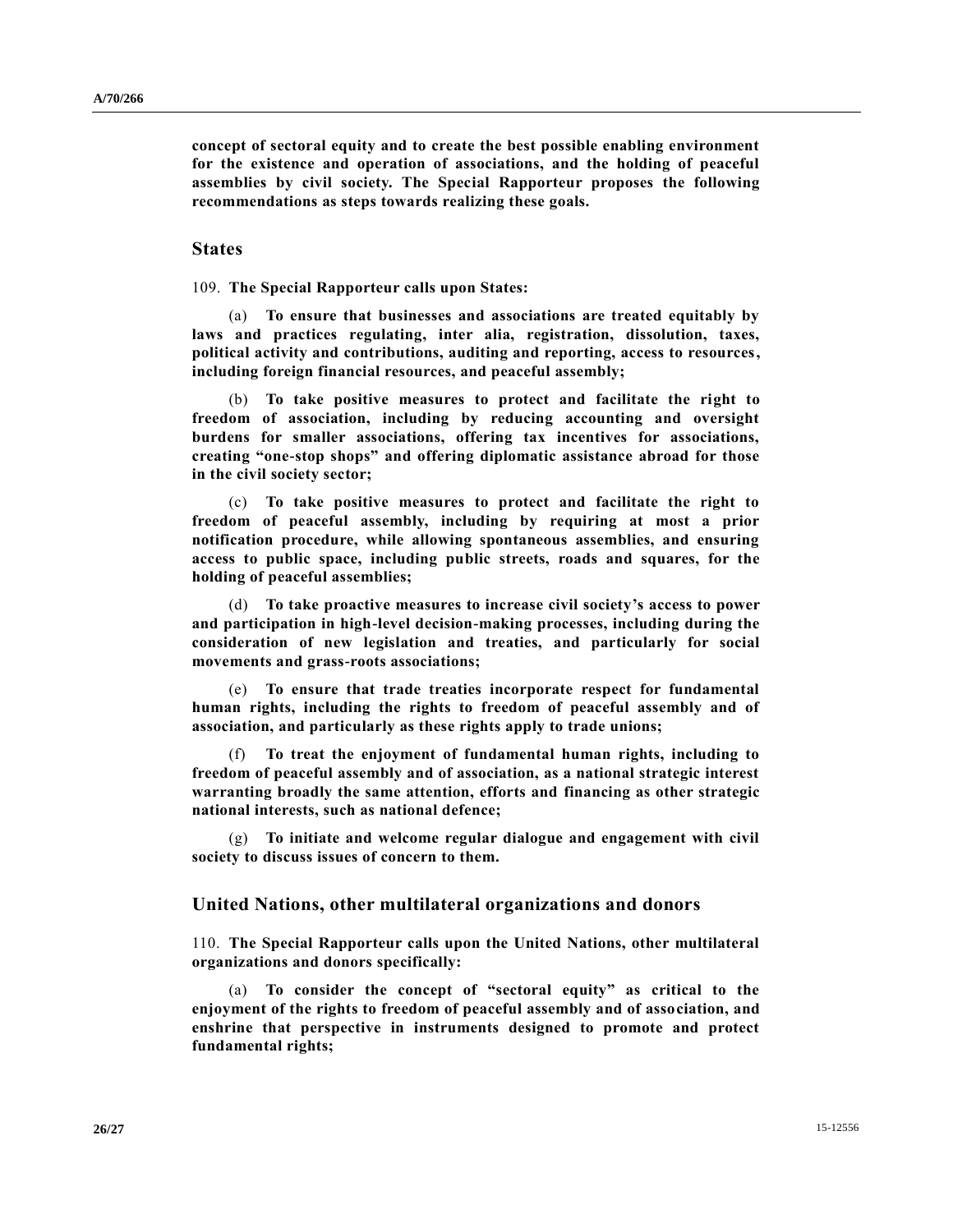**concept of sectoral equity and to create the best possible enabling environment for the existence and operation of associations, and the holding of peaceful assemblies by civil society. The Special Rapporteur proposes the following recommendations as steps towards realizing these goals.**

## States

109. **The Special Rapporteur calls upon States:**

(a) **To ensure that businesses and associations are treated equitably by laws and practices regulating, inter alia, registration, dissolution, taxes, political activity and contributions, auditing and reporting, access to resources, including foreign financial resources, and peaceful assembly;**

(b) **To take positive measures to protect and facilitate the right to freedom of association, including by reducing accounting and oversight burdens for smaller associations, offering tax incentives for associations, creating "one-stop shops" and offering diplomatic assistance abroad for those in the civil society sector;**

(c) **To take positive measures to protect and facilitate the right to freedom of peaceful assembly, including by requiring at most a prior notification procedure, while allowing spontaneous assemblies, and ensuring access to public space, including public streets, roads and squares, for the holding of peaceful assemblies;**

(d) **To take proactive measures to increase civil society's access to power and participation in high-level decision-making processes, including during the consideration of new legislation and treaties, and particularly for social movements and grass-roots associations;**

(e) **To ensure that trade treaties incorporate respect for fundamental human rights, including the rights to freedom of peaceful assembly and of association, and particularly as these rights apply to trade unions;**

(f) **To treat the enjoyment of fundamental human rights, including to freedom of peaceful assembly and of association, as a national strategic interest warranting broadly the same attention, efforts and financing as other strategic national interests, such as national defence;**

(g) **To initiate and welcome regular dialogue and engagement with civil society to discuss issues of concern to them.**

## United Nations, other multilateral organizations and donors

110. **The Special Rapporteur calls upon the United Nations, other multilateral organizations and donors specifically:**

(a) **To consider the concept of "sectoral equity" as critical to the enjoyment of the rights to freedom of peaceful assembly and of association, and enshrine that perspective in instruments designed to promote and protect fundamental rights;**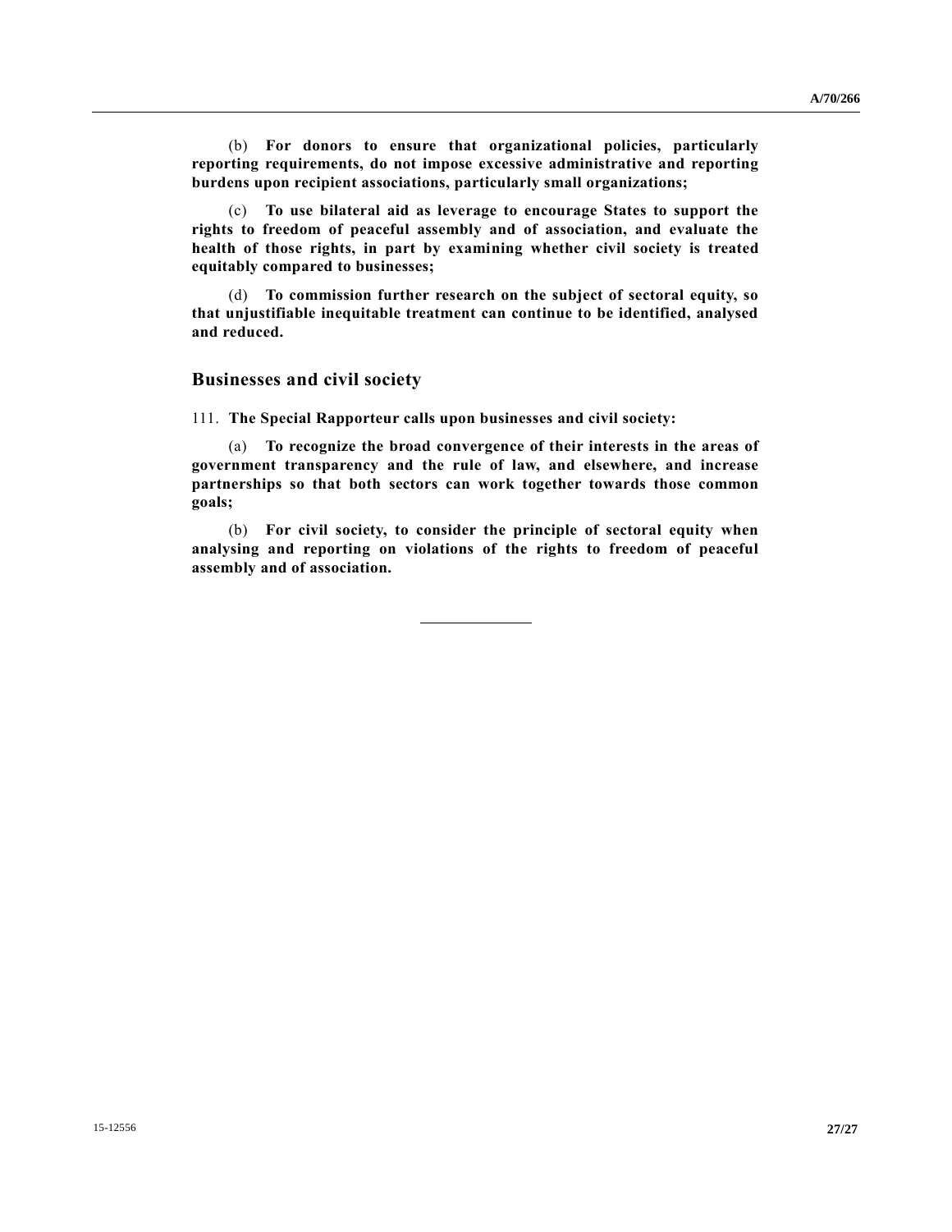(b) **For donors to ensure that organizational policies, particularly reporting requirements, do not impose excessive administrative and reporting burdens upon recipient associations, particularly small organizations;**

(c) **To use bilateral aid as leverage to encourage States to support the rights to freedom of peaceful assembly and of association, and evaluate the health of those rights, in part by examining whether civil society is treated equitably compared to businesses;**

(d) **To commission further research on the subject of sectoral equity, so that unjustifiable inequitable treatment can continue to be identified, analysed and reduced.**

## Businesses and civil society

111. **The Special Rapporteur calls upon businesses and civil society:**

(a) **To recognize the broad convergence of their interests in the areas of government transparency and the rule of law, and elsewhere, and increase partnerships so that both sectors can work together towards those common goals;**

(b) **For civil society, to consider the principle of sectoral equity when analysing and reporting on violations of the rights to freedom of peaceful assembly and of association.**